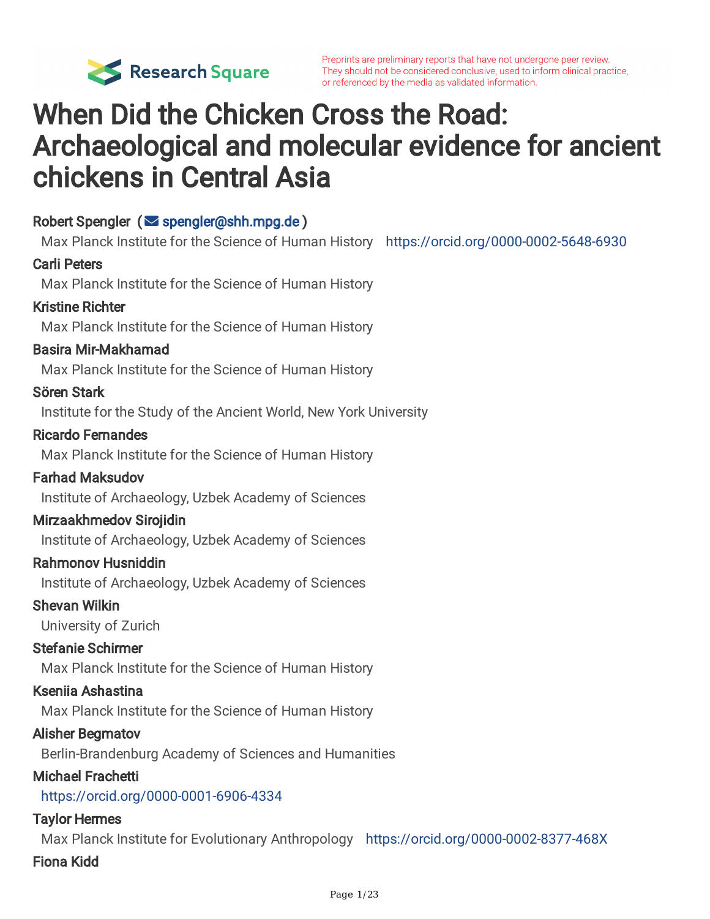Preprints are preliminary reports that have not undergone peer review. They should not be considered conclusive, used to inform clinical practice, or referenced by the media as validated information.

# When Did the Chicken Cross the Road: Archaeological and molecular evidence for ancient chickens in Central Asia

**Robert Spengler** (✉ spengler@shh.mpg.de)
Max Planck Institute for the Science of Human History https://orcid.org/0000-0002-5648-6930

**Carli Peters**
Max Planck Institute for the Science of Human History

**Kristine Richter**
Max Planck Institute for the Science of Human History

**Basira Mir-Makhamad**
Max Planck Institute for the Science of Human History

**Sören Stark**
Institute for the Study of the Ancient World, New York University

**Ricardo Fernandes**
Max Planck Institute for the Science of Human History

**Farhad Maksudov**
Institute of Archaeology, Uzbek Academy of Sciences

**Mirzaakhmedov Sirojidin**
Institute of Archaeology, Uzbek Academy of Sciences

**Rahmonov Husniddin**
Institute of Archaeology, Uzbek Academy of Sciences

**Shevan Wilkin**
University of Zurich

**Stefanie Schirmer**
Max Planck Institute for the Science of Human History

**Kseniia Ashastina**
Max Planck Institute for the Science of Human History

**Alisher Begmatov**
Berlin-Brandenburg Academy of Sciences and Humanities

**Michael Frachetti**
https://orcid.org/0000-0001-6906-4334

**Taylor Hermes**
Max Planck Institute for Evolutionary Anthropology https://orcid.org/0000-0002-8377-468X

**Fiona Kidd**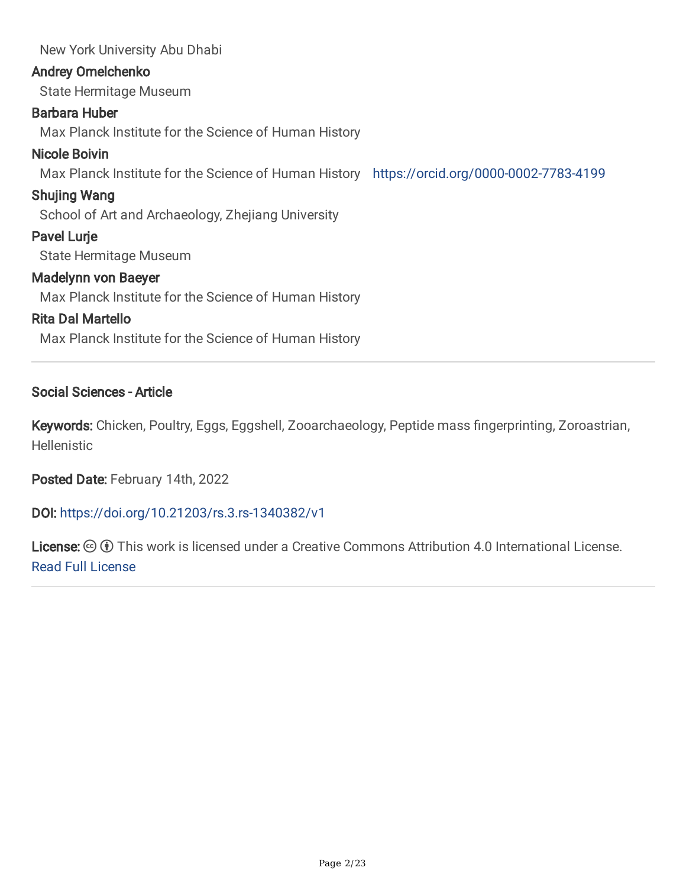New York University Abu Dhabi

**Andrey Omelchenko**

State Hermitage Museum

**Barbara Huber**

Max Planck Institute for the Science of Human History

**Nicole Boivin**

Max Planck Institute for the Science of Human History https://orcid.org/0000-0002-7783-4199

**Shujing Wang**

School of Art and Archaeology, Zhejiang University

**Pavel Lurje**

State Hermitage Museum

**Madelynn von Baeyer**

Max Planck Institute for the Science of Human History

**Rita Dal Martello**

Max Planck Institute for the Science of Human History

---

**Social Sciences - Article**

**Keywords:** Chicken, Poultry, Eggs, Eggshell, Zooarchaeology, Peptide mass fingerprinting, Zoroastrian, Hellenistic

**Posted Date:** February 14th, 2022

**DOI:** https://doi.org/10.21203/rs.3.rs-1340382/v1

**License:** This work is licensed under a Creative Commons Attribution 4.0 International License. Read Full License

---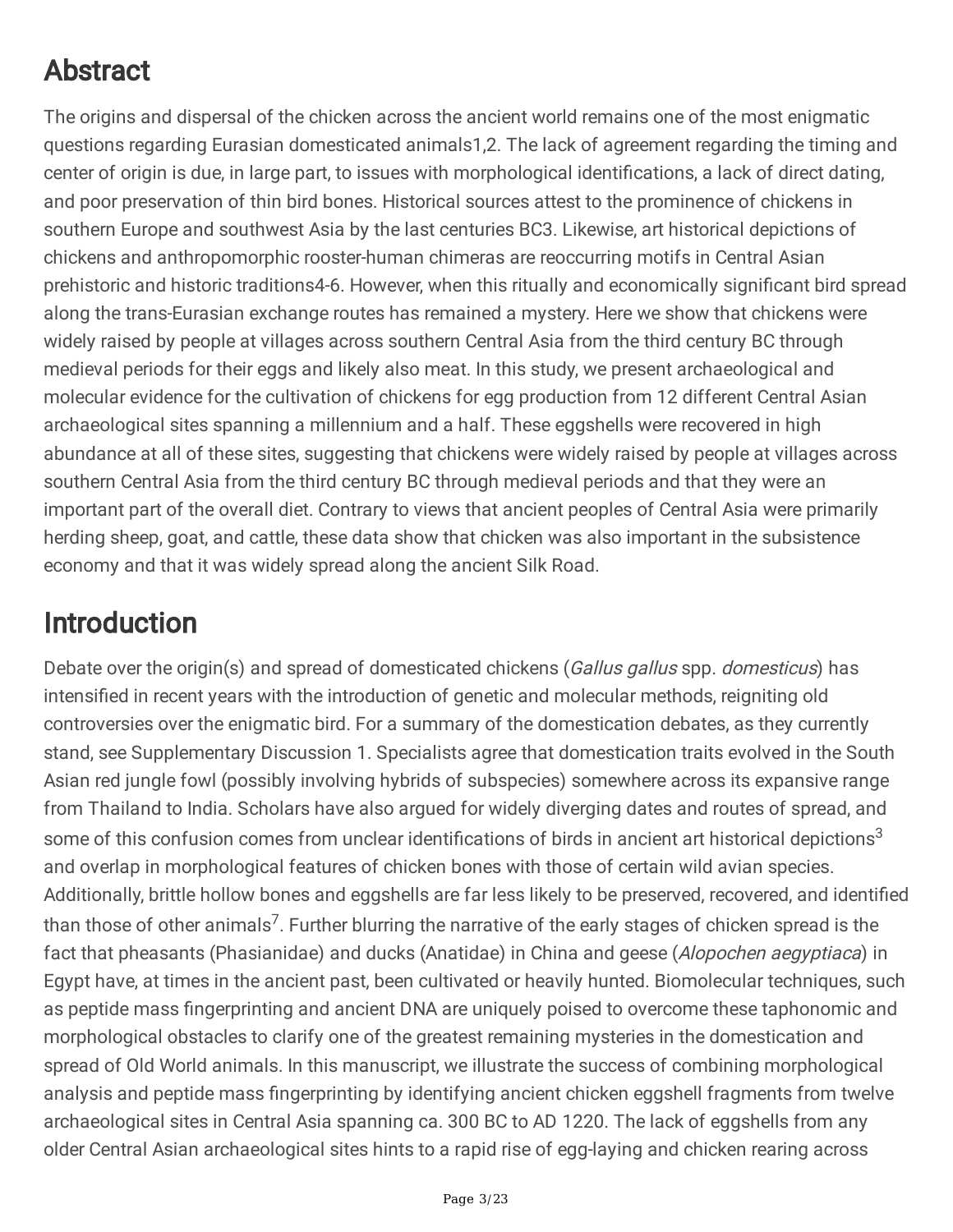## Abstract

The origins and dispersal of the chicken across the ancient world remains one of the most enigmatic questions regarding Eurasian domesticated animals1,2. The lack of agreement regarding the timing and center of origin is due, in large part, to issues with morphological identifications, a lack of direct dating, and poor preservation of thin bird bones. Historical sources attest to the prominence of chickens in southern Europe and southwest Asia by the last centuries BC3. Likewise, art historical depictions of chickens and anthropomorphic rooster-human chimeras are reoccurring motifs in Central Asian prehistoric and historic traditions4-6. However, when this ritually and economically significant bird spread along the trans-Eurasian exchange routes has remained a mystery. Here we show that chickens were widely raised by people at villages across southern Central Asia from the third century BC through medieval periods for their eggs and likely also meat. In this study, we present archaeological and molecular evidence for the cultivation of chickens for egg production from 12 different Central Asian archaeological sites spanning a millennium and a half. These eggshells were recovered in high abundance at all of these sites, suggesting that chickens were widely raised by people at villages across southern Central Asia from the third century BC through medieval periods and that they were an important part of the overall diet. Contrary to views that ancient peoples of Central Asia were primarily herding sheep, goat, and cattle, these data show that chicken was also important in the subsistence economy and that it was widely spread along the ancient Silk Road.

## Introduction

Debate over the origin(s) and spread of domesticated chickens (*Gallus gallus* spp. *domesticus*) has intensified in recent years with the introduction of genetic and molecular methods, reigniting old controversies over the enigmatic bird. For a summary of the domestication debates, as they currently stand, see Supplementary Discussion 1. Specialists agree that domestication traits evolved in the South Asian red jungle fowl (possibly involving hybrids of subspecies) somewhere across its expansive range from Thailand to India. Scholars have also argued for widely diverging dates and routes of spread, and some of this confusion comes from unclear identifications of birds in ancient art historical depictions[3] and overlap in morphological features of chicken bones with those of certain wild avian species. Additionally, brittle hollow bones and eggshells are far less likely to be preserved, recovered, and identified than those of other animals[7]. Further blurring the narrative of the early stages of chicken spread is the fact that pheasants (Phasianidae) and ducks (Anatidae) in China and geese (*Alopochen aegyptiaca*) in Egypt have, at times in the ancient past, been cultivated or heavily hunted. Biomolecular techniques, such as peptide mass fingerprinting and ancient DNA are uniquely poised to overcome these taphonomic and morphological obstacles to clarify one of the greatest remaining mysteries in the domestication and spread of Old World animals. In this manuscript, we illustrate the success of combining morphological analysis and peptide mass fingerprinting by identifying ancient chicken eggshell fragments from twelve archaeological sites in Central Asia spanning ca. 300 BC to AD 1220. The lack of eggshells from any older Central Asian archaeological sites hints to a rapid rise of egg-laying and chicken rearing across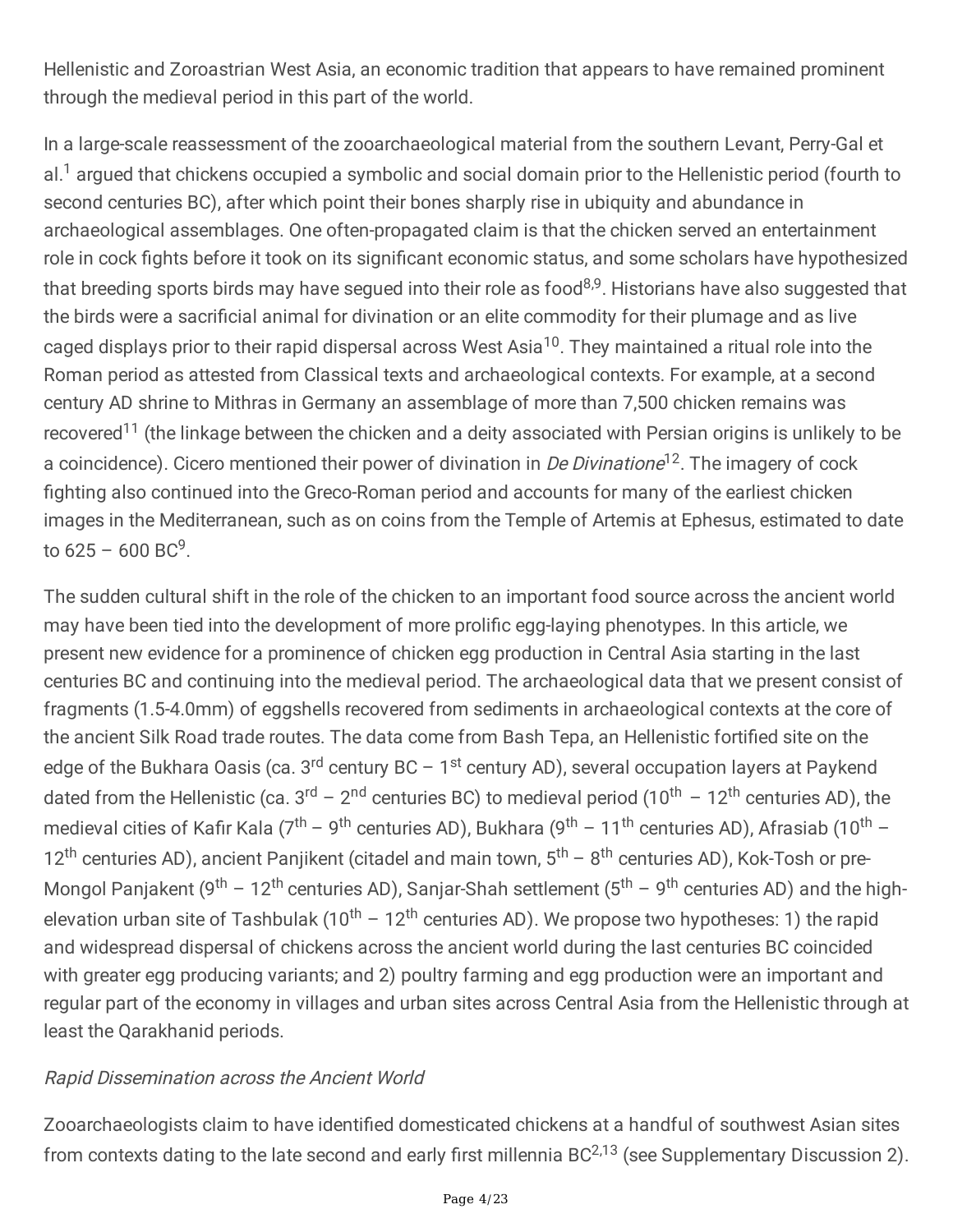Hellenistic and Zoroastrian West Asia, an economic tradition that appears to have remained prominent through the medieval period in this part of the world.

In a large-scale reassessment of the zooarchaeological material from the southern Levant, Perry-Gal et al.[1] argued that chickens occupied a symbolic and social domain prior to the Hellenistic period (fourth to second centuries BC), after which point their bones sharply rise in ubiquity and abundance in archaeological assemblages. One often-propagated claim is that the chicken served an entertainment role in cock fights before it took on its significant economic status, and some scholars have hypothesized that breeding sports birds may have segued into their role as food[8,9]. Historians have also suggested that the birds were a sacrificial animal for divination or an elite commodity for their plumage and as live caged displays prior to their rapid dispersal across West Asia[10]. They maintained a ritual role into the Roman period as attested from Classical texts and archaeological contexts. For example, at a second century AD shrine to Mithras in Germany an assemblage of more than 7,500 chicken remains was recovered[11] (the linkage between the chicken and a deity associated with Persian origins is unlikely to be a coincidence). Cicero mentioned their power of divination in *De Divinatione*[12]. The imagery of cock fighting also continued into the Greco-Roman period and accounts for many of the earliest chicken images in the Mediterranean, such as on coins from the Temple of Artemis at Ephesus, estimated to date to 625 – 600 BC[9].

The sudden cultural shift in the role of the chicken to an important food source across the ancient world may have been tied into the development of more prolific egg-laying phenotypes. In this article, we present new evidence for a prominence of chicken egg production in Central Asia starting in the last centuries BC and continuing into the medieval period. The archaeological data that we present consist of fragments (1.5-4.0mm) of eggshells recovered from sediments in archaeological contexts at the core of the ancient Silk Road trade routes. The data come from Bash Tepa, an Hellenistic fortified site on the edge of the Bukhara Oasis (ca. 3rd century BC – 1st century AD), several occupation layers at Paykend dated from the Hellenistic (ca. 3rd – 2nd centuries BC) to medieval period (10th – 12th centuries AD), the medieval cities of Kafir Kala (7th – 9th centuries AD), Bukhara (9th – 11th centuries AD), Afrasiab (10th – 12th centuries AD), ancient Panjikent (citadel and main town, 5th – 8th centuries AD), Kok-Tosh or pre-Mongol Panjakent (9th – 12th centuries AD), Sanjar-Shah settlement (5th – 9th centuries AD) and the high-elevation urban site of Tashbulak (10th – 12th centuries AD). We propose two hypotheses: 1) the rapid and widespread dispersal of chickens across the ancient world during the last centuries BC coincided with greater egg producing variants; and 2) poultry farming and egg production were an important and regular part of the economy in villages and urban sites across Central Asia from the Hellenistic through at least the Qarakhanid periods.

*Rapid Dissemination across the Ancient World*

Zooarchaeologists claim to have identified domesticated chickens at a handful of southwest Asian sites from contexts dating to the late second and early first millennia BC[2,13] (see Supplementary Discussion 2).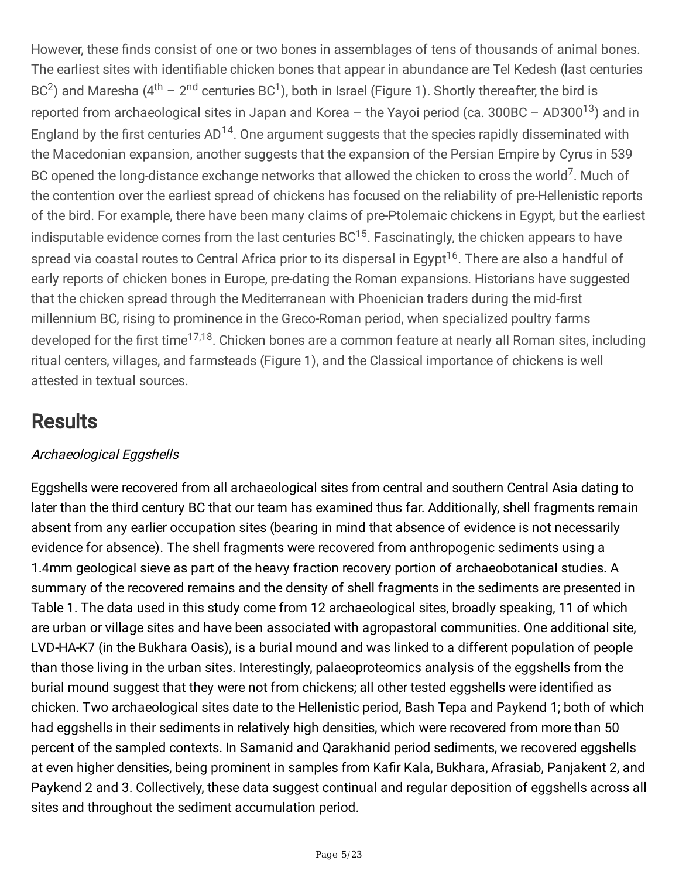However, these finds consist of one or two bones in assemblages of tens of thousands of animal bones. The earliest sites with identifiable chicken bones that appear in abundance are Tel Kedesh (last centuries BC[2]) and Maresha (4$^{th}$ – 2$^{nd}$ centuries BC[1]), both in Israel (Figure 1). Shortly thereafter, the bird is reported from archaeological sites in Japan and Korea – the Yayoi period (ca. 300BC – AD300[13]) and in England by the first centuries AD[14]. One argument suggests that the species rapidly disseminated with the Macedonian expansion, another suggests that the expansion of the Persian Empire by Cyrus in 539 BC opened the long-distance exchange networks that allowed the chicken to cross the world[7]. Much of the contention over the earliest spread of chickens has focused on the reliability of pre-Hellenistic reports of the bird. For example, there have been many claims of pre-Ptolemaic chickens in Egypt, but the earliest indisputable evidence comes from the last centuries BC[15]. Fascinatingly, the chicken appears to have spread via coastal routes to Central Africa prior to its dispersal in Egypt[16]. There are also a handful of early reports of chicken bones in Europe, pre-dating the Roman expansions. Historians have suggested that the chicken spread through the Mediterranean with Phoenician traders during the mid-first millennium BC, rising to prominence in the Greco-Roman period, when specialized poultry farms developed for the first time[17,18]. Chicken bones are a common feature at nearly all Roman sites, including ritual centers, villages, and farmsteads (Figure 1), and the Classical importance of chickens is well attested in textual sources.

# Results

*Archaeological Eggshells*

Eggshells were recovered from all archaeological sites from central and southern Central Asia dating to later than the third century BC that our team has examined thus far. Additionally, shell fragments remain absent from any earlier occupation sites (bearing in mind that absence of evidence is not necessarily evidence for absence). The shell fragments were recovered from anthropogenic sediments using a 1.4mm geological sieve as part of the heavy fraction recovery portion of archaeobotanical studies. A summary of the recovered remains and the density of shell fragments in the sediments are presented in Table 1. The data used in this study come from 12 archaeological sites, broadly speaking, 11 of which are urban or village sites and have been associated with agropastoral communities. One additional site, LVD-HA-K7 (in the Bukhara Oasis), is a burial mound and was linked to a different population of people than those living in the urban sites. Interestingly, palaeoproteomics analysis of the eggshells from the burial mound suggest that they were not from chickens; all other tested eggshells were identified as chicken. Two archaeological sites date to the Hellenistic period, Bash Tepa and Paykend 1; both of which had eggshells in their sediments in relatively high densities, which were recovered from more than 50 percent of the sampled contexts. In Samanid and Qarakhanid period sediments, we recovered eggshells at even higher densities, being prominent in samples from Kafir Kala, Bukhara, Afrasiab, Panjakent 2, and Paykend 2 and 3. Collectively, these data suggest continual and regular deposition of eggshells across all sites and throughout the sediment accumulation period.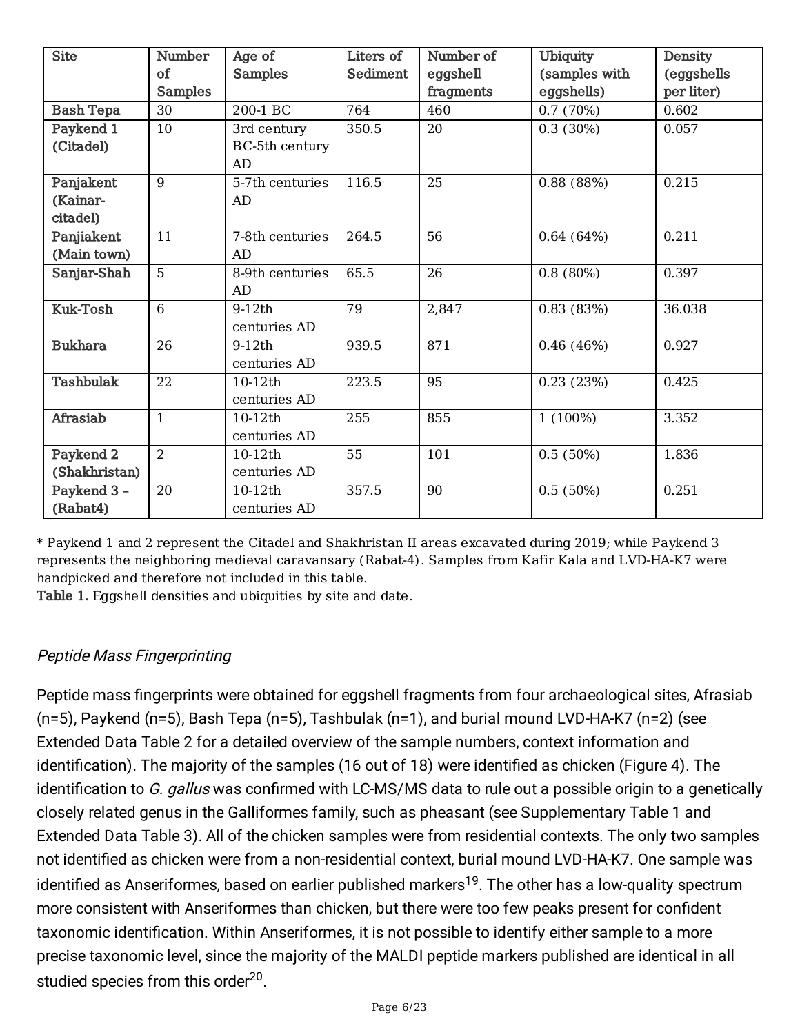| Site | Number of Samples | Age of Samples | Liters of Sediment | Number of eggshell fragments | Ubiquity (samples with eggshells) | Density (eggshells per liter) |
|---|---|---|---|---|---|---|
| Bash Tepa | 30 | 200-1 BC | 764 | 460 | 0.7 (70%) | 0.602 |
| Paykend 1 (Citadel) | 10 | 3rd century BC-5th century AD | 350.5 | 20 | 0.3 (30%) | 0.057 |
| Panjakent (Kainar-citadel) | 9 | 5-7th centuries AD | 116.5 | 25 | 0.88 (88%) | 0.215 |
| Panjiakent (Main town) | 11 | 7-8th centuries AD | 264.5 | 56 | 0.64 (64%) | 0.211 |
| Sanjar-Shah | 5 | 8-9th centuries AD | 65.5 | 26 | 0.8 (80%) | 0.397 |
| Kuk-Tosh | 6 | 9-12th centuries AD | 79 | 2,847 | 0.83 (83%) | 36.038 |
| Bukhara | 26 | 9-12th centuries AD | 939.5 | 871 | 0.46 (46%) | 0.927 |
| Tashbulak | 22 | 10-12th centuries AD | 223.5 | 95 | 0.23 (23%) | 0.425 |
| Afrasiab | 1 | 10-12th centuries AD | 255 | 855 | 1 (100%) | 3.352 |
| Paykend 2 (Shakhristan) | 2 | 10-12th centuries AD | 55 | 101 | 0.5 (50%) | 1.836 |
| Paykend 3 – (Rabat4) | 20 | 10-12th centuries AD | 357.5 | 90 | 0.5 (50%) | 0.251 |

* Paykend 1 and 2 represent the Citadel and Shakhristan II areas excavated during 2019; while Paykend 3 represents the neighboring medieval caravansary (Rabat-4). Samples from Kafir Kala and LVD-HA-K7 were handpicked and therefore not included in this table.

**Table 1.** Eggshell densities and ubiquities by site and date.

### *Peptide Mass Fingerprinting*

Peptide mass fingerprints were obtained for eggshell fragments from four archaeological sites, Afrasiab (n=5), Paykend (n=5), Bash Tepa (n=5), Tashbulak (n=1), and burial mound LVD-HA-K7 (n=2) (see Extended Data Table 2 for a detailed overview of the sample numbers, context information and identification). The majority of the samples (16 out of 18) were identified as chicken (Figure 4). The identification to *G. gallus* was confirmed with LC-MS/MS data to rule out a possible origin to a genetically closely related genus in the Galliformes family, such as pheasant (see Supplementary Table 1 and Extended Data Table 3). All of the chicken samples were from residential contexts. The only two samples not identified as chicken were from a non-residential context, burial mound LVD-HA-K7. One sample was identified as Anseriformes, based on earlier published markers[19]. The other has a low-quality spectrum more consistent with Anseriformes than chicken, but there were too few peaks present for confident taxonomic identification. Within Anseriformes, it is not possible to identify either sample to a more precise taxonomic level, since the majority of the MALDI peptide markers published are identical in all studied species from this order[20].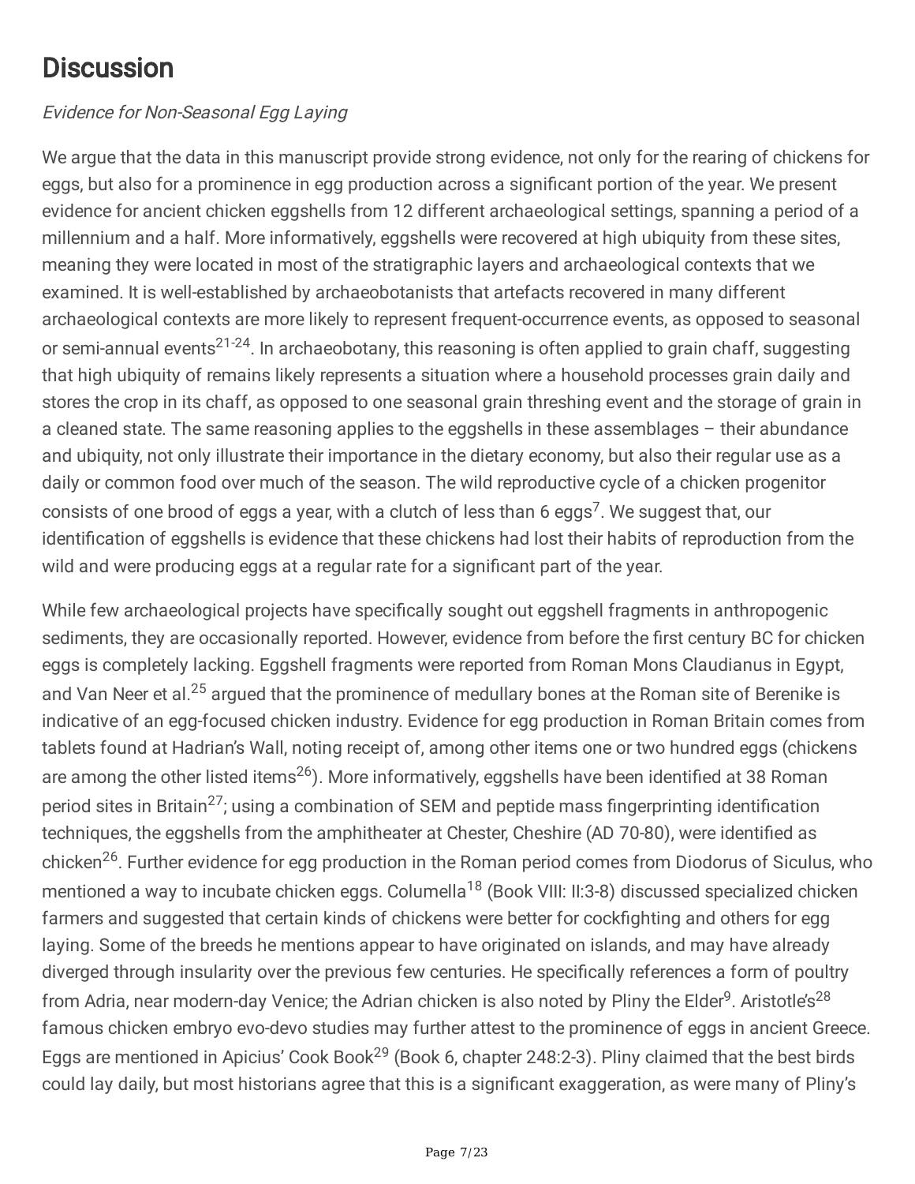# Discussion

*Evidence for Non-Seasonal Egg Laying*

We argue that the data in this manuscript provide strong evidence, not only for the rearing of chickens for eggs, but also for a prominence in egg production across a significant portion of the year. We present evidence for ancient chicken eggshells from 12 different archaeological settings, spanning a period of a millennium and a half. More informatively, eggshells were recovered at high ubiquity from these sites, meaning they were located in most of the stratigraphic layers and archaeological contexts that we examined. It is well-established by archaeobotanists that artefacts recovered in many different archaeological contexts are more likely to represent frequent-occurrence events, as opposed to seasonal or semi-annual events[21-24]. In archaeobotany, this reasoning is often applied to grain chaff, suggesting that high ubiquity of remains likely represents a situation where a household processes grain daily and stores the crop in its chaff, as opposed to one seasonal grain threshing event and the storage of grain in a cleaned state. The same reasoning applies to the eggshells in these assemblages – their abundance and ubiquity, not only illustrate their importance in the dietary economy, but also their regular use as a daily or common food over much of the season. The wild reproductive cycle of a chicken progenitor consists of one brood of eggs a year, with a clutch of less than 6 eggs[7]. We suggest that, our identification of eggshells is evidence that these chickens had lost their habits of reproduction from the wild and were producing eggs at a regular rate for a significant part of the year.

While few archaeological projects have specifically sought out eggshell fragments in anthropogenic sediments, they are occasionally reported. However, evidence from before the first century BC for chicken eggs is completely lacking. Eggshell fragments were reported from Roman Mons Claudianus in Egypt, and Van Neer et al.[25] argued that the prominence of medullary bones at the Roman site of Berenike is indicative of an egg-focused chicken industry. Evidence for egg production in Roman Britain comes from tablets found at Hadrian's Wall, noting receipt of, among other items one or two hundred eggs (chickens are among the other listed items[26]). More informatively, eggshells have been identified at 38 Roman period sites in Britain[27]; using a combination of SEM and peptide mass fingerprinting identification techniques, the eggshells from the amphitheater at Chester, Cheshire (AD 70-80), were identified as chicken[26]. Further evidence for egg production in the Roman period comes from Diodorus of Siculus, who mentioned a way to incubate chicken eggs. Columella[18] (Book VIII: II:3-8) discussed specialized chicken farmers and suggested that certain kinds of chickens were better for cockfighting and others for egg laying. Some of the breeds he mentions appear to have originated on islands, and may have already diverged through insularity over the previous few centuries. He specifically references a form of poultry from Adria, near modern-day Venice; the Adrian chicken is also noted by Pliny the Elder[9]. Aristotle's[28] famous chicken embryo evo-devo studies may further attest to the prominence of eggs in ancient Greece. Eggs are mentioned in Apicius' Cook Book[29] (Book 6, chapter 248:2-3). Pliny claimed that the best birds could lay daily, but most historians agree that this is a significant exaggeration, as were many of Pliny's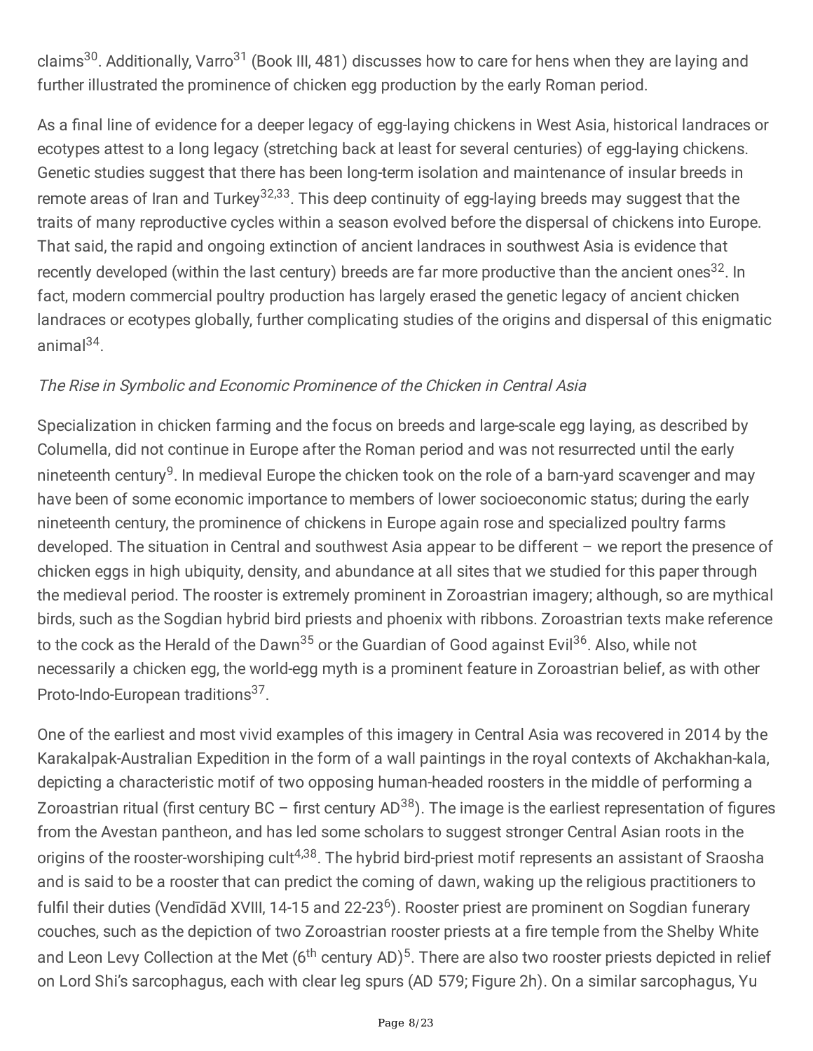claims[30]. Additionally, Varro[31] (Book III, 481) discusses how to care for hens when they are laying and further illustrated the prominence of chicken egg production by the early Roman period.

As a final line of evidence for a deeper legacy of egg-laying chickens in West Asia, historical landraces or ecotypes attest to a long legacy (stretching back at least for several centuries) of egg-laying chickens. Genetic studies suggest that there has been long-term isolation and maintenance of insular breeds in remote areas of Iran and Turkey[32,33]. This deep continuity of egg-laying breeds may suggest that the traits of many reproductive cycles within a season evolved before the dispersal of chickens into Europe. That said, the rapid and ongoing extinction of ancient landraces in southwest Asia is evidence that recently developed (within the last century) breeds are far more productive than the ancient ones[32]. In fact, modern commercial poultry production has largely erased the genetic legacy of ancient chicken landraces or ecotypes globally, further complicating studies of the origins and dispersal of this enigmatic animal[34].

*The Rise in Symbolic and Economic Prominence of the Chicken in Central Asia*

Specialization in chicken farming and the focus on breeds and large-scale egg laying, as described by Columella, did not continue in Europe after the Roman period and was not resurrected until the early nineteenth century[9]. In medieval Europe the chicken took on the role of a barn-yard scavenger and may have been of some economic importance to members of lower socioeconomic status; during the early nineteenth century, the prominence of chickens in Europe again rose and specialized poultry farms developed. The situation in Central and southwest Asia appear to be different – we report the presence of chicken eggs in high ubiquity, density, and abundance at all sites that we studied for this paper through the medieval period. The rooster is extremely prominent in Zoroastrian imagery; although, so are mythical birds, such as the Sogdian hybrid bird priests and phoenix with ribbons. Zoroastrian texts make reference to the cock as the Herald of the Dawn[35] or the Guardian of Good against Evil[36]. Also, while not necessarily a chicken egg, the world-egg myth is a prominent feature in Zoroastrian belief, as with other Proto-Indo-European traditions[37].

One of the earliest and most vivid examples of this imagery in Central Asia was recovered in 2014 by the Karakalpak-Australian Expedition in the form of a wall paintings in the royal contexts of Akchakhan-kala, depicting a characteristic motif of two opposing human-headed roosters in the middle of performing a Zoroastrian ritual (first century BC – first century AD[38]). The image is the earliest representation of figures from the Avestan pantheon, and has led some scholars to suggest stronger Central Asian roots in the origins of the rooster-worshiping cult[4,38]. The hybrid bird-priest motif represents an assistant of Sraosha and is said to be a rooster that can predict the coming of dawn, waking up the religious practitioners to fulfil their duties (Vendīdād XVIII, 14-15 and 22-23[6]). Rooster priest are prominent on Sogdian funerary couches, such as the depiction of two Zoroastrian rooster priests at a fire temple from the Shelby White and Leon Levy Collection at the Met (6$^{th}$ century AD)[5]. There are also two rooster priests depicted in relief on Lord Shi's sarcophagus, each with clear leg spurs (AD 579; Figure 2h). On a similar sarcophagus, Yu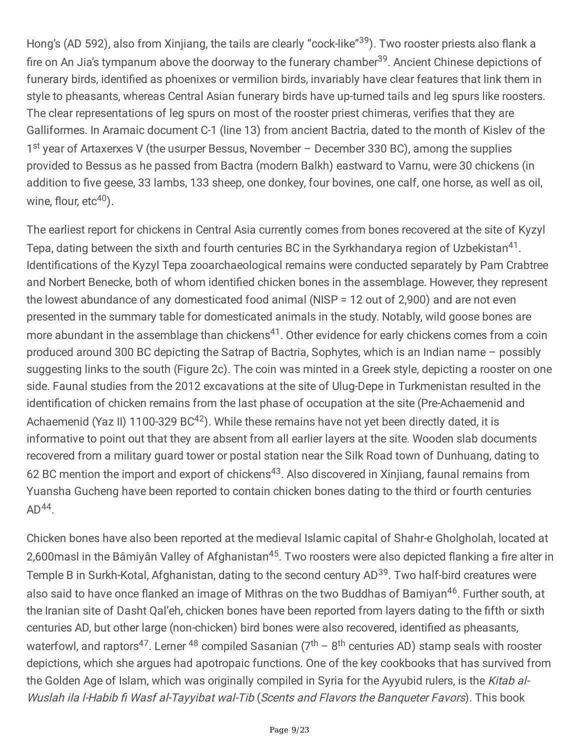Hong's (AD 592), also from Xinjiang, the tails are clearly "cock-like"[39]). Two rooster priests also flank a fire on An Jia's tympanum above the doorway to the funerary chamber[39]. Ancient Chinese depictions of funerary birds, identified as phoenixes or vermilion birds, invariably have clear features that link them in style to pheasants, whereas Central Asian funerary birds have up-turned tails and leg spurs like roosters. The clear representations of leg spurs on most of the rooster priest chimeras, verifies that they are Galliformes. In Aramaic document C-1 (line 13) from ancient Bactria, dated to the month of Kislev of the 1st year of Artaxerxes V (the usurper Bessus, November – December 330 BC), among the supplies provided to Bessus as he passed from Bactra (modern Balkh) eastward to Varnu, were 30 chickens (in addition to five geese, 33 lambs, 133 sheep, one donkey, four bovines, one calf, one horse, as well as oil, wine, flour, etc[40]).

The earliest report for chickens in Central Asia currently comes from bones recovered at the site of Kyzyl Tepa, dating between the sixth and fourth centuries BC in the Syrkhandarya region of Uzbekistan[41]. Identifications of the Kyzyl Tepa zooarchaeological remains were conducted separately by Pam Crabtree and Norbert Benecke, both of whom identified chicken bones in the assemblage. However, they represent the lowest abundance of any domesticated food animal (NISP = 12 out of 2,900) and are not even presented in the summary table for domesticated animals in the study. Notably, wild goose bones are more abundant in the assemblage than chickens[41]. Other evidence for early chickens comes from a coin produced around 300 BC depicting the Satrap of Bactria, Sophytes, which is an Indian name – possibly suggesting links to the south (Figure 2c). The coin was minted in a Greek style, depicting a rooster on one side. Faunal studies from the 2012 excavations at the site of Ulug-Depe in Turkmenistan resulted in the identification of chicken remains from the last phase of occupation at the site (Pre-Achaemenid and Achaemenid (Yaz II) 1100-329 BC[42]). While these remains have not yet been directly dated, it is informative to point out that they are absent from all earlier layers at the site. Wooden slab documents recovered from a military guard tower or postal station near the Silk Road town of Dunhuang, dating to 62 BC mention the import and export of chickens[43]. Also discovered in Xinjiang, faunal remains from Yuansha Gucheng have been reported to contain chicken bones dating to the third or fourth centuries AD[44].

Chicken bones have also been reported at the medieval Islamic capital of Shahr-e Gholgholah, located at 2,600masl in the Bâmiyân Valley of Afghanistan[45]. Two roosters were also depicted flanking a fire alter in Temple B in Surkh-Kotal, Afghanistan, dating to the second century AD[39]. Two half-bird creatures were also said to have once flanked an image of Mithras on the two Buddhas of Bamiyan[46]. Further south, at the Iranian site of Dasht Qal'eh, chicken bones have been reported from layers dating to the fifth or sixth centuries AD, but other large (non-chicken) bird bones were also recovered, identified as pheasants, waterfowl, and raptors[47]. Lerner [48] compiled Sasanian (7th – 8th centuries AD) stamp seals with rooster depictions, which she argues had apotropaic functions. One of the key cookbooks that has survived from the Golden Age of Islam, which was originally compiled in Syria for the Ayyubid rulers, is the *Kitab al-Wuslah ila l-Habib fi Wasf al-Tayyibat wal-Tib* (*Scents and Flavors the Banqueter Favors*). This book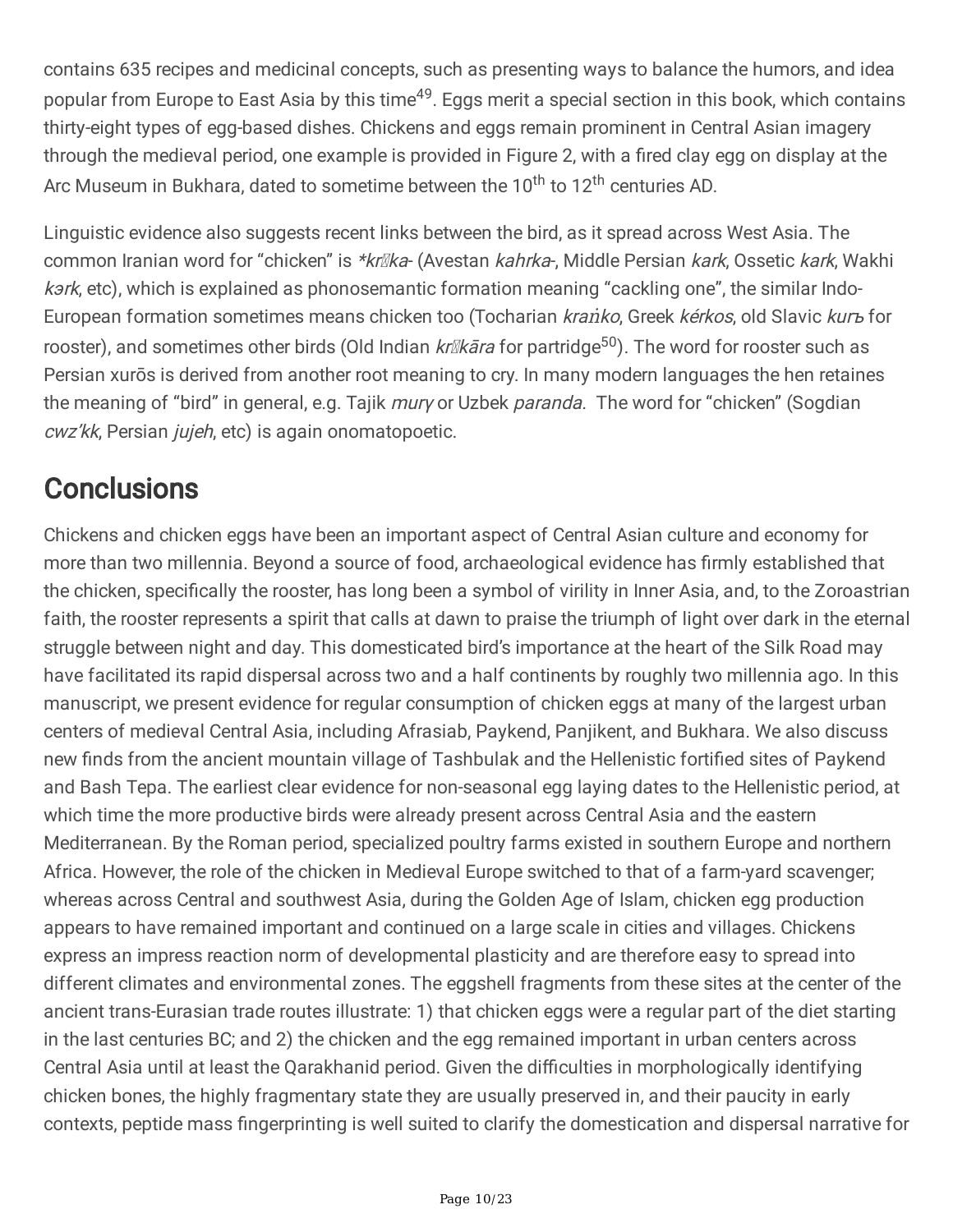contains 635 recipes and medicinal concepts, such as presenting ways to balance the humors, and idea popular from Europe to East Asia by this time[49]. Eggs merit a special section in this book, which contains thirty-eight types of egg-based dishes. Chickens and eggs remain prominent in Central Asian imagery through the medieval period, one example is provided in Figure 2, with a fired clay egg on display at the Arc Museum in Bukhara, dated to sometime between the 10th to 12th centuries AD.

Linguistic evidence also suggests recent links between the bird, as it spread across West Asia. The common Iranian word for "chicken" is *\*kr̥ka-* (Avestan *kahrka-*, Middle Persian *kark*, Ossetic *kark*, Wakhi *kərk*, etc), which is explained as phonosemantic formation meaning "cackling one", the similar Indo-European formation sometimes means chicken too (Tocharian *kraṅko*, Greek *kérkos*, old Slavic *kurъ* for rooster), and sometimes other birds (Old Indian *kr̥kāra* for partridge[50]). The word for rooster such as Persian xurōs is derived from another root meaning to cry. In many modern languages the hen retaines the meaning of "bird" in general, e.g. Tajik *mury* or Uzbek *paranda*. The word for "chicken" (Sogdian *cwz'kk*, Persian *jujeh*, etc) is again onomatopoetic.

## Conclusions

Chickens and chicken eggs have been an important aspect of Central Asian culture and economy for more than two millennia. Beyond a source of food, archaeological evidence has firmly established that the chicken, specifically the rooster, has long been a symbol of virility in Inner Asia, and, to the Zoroastrian faith, the rooster represents a spirit that calls at dawn to praise the triumph of light over dark in the eternal struggle between night and day. This domesticated bird's importance at the heart of the Silk Road may have facilitated its rapid dispersal across two and a half continents by roughly two millennia ago. In this manuscript, we present evidence for regular consumption of chicken eggs at many of the largest urban centers of medieval Central Asia, including Afrasiab, Paykend, Panjikent, and Bukhara. We also discuss new finds from the ancient mountain village of Tashbulak and the Hellenistic fortified sites of Paykend and Bash Tepa. The earliest clear evidence for non-seasonal egg laying dates to the Hellenistic period, at which time the more productive birds were already present across Central Asia and the eastern Mediterranean. By the Roman period, specialized poultry farms existed in southern Europe and northern Africa. However, the role of the chicken in Medieval Europe switched to that of a farm-yard scavenger; whereas across Central and southwest Asia, during the Golden Age of Islam, chicken egg production appears to have remained important and continued on a large scale in cities and villages. Chickens express an impress reaction norm of developmental plasticity and are therefore easy to spread into different climates and environmental zones. The eggshell fragments from these sites at the center of the ancient trans-Eurasian trade routes illustrate: 1) that chicken eggs were a regular part of the diet starting in the last centuries BC; and 2) the chicken and the egg remained important in urban centers across Central Asia until at least the Qarakhanid period. Given the difficulties in morphologically identifying chicken bones, the highly fragmentary state they are usually preserved in, and their paucity in early contexts, peptide mass fingerprinting is well suited to clarify the domestication and dispersal narrative for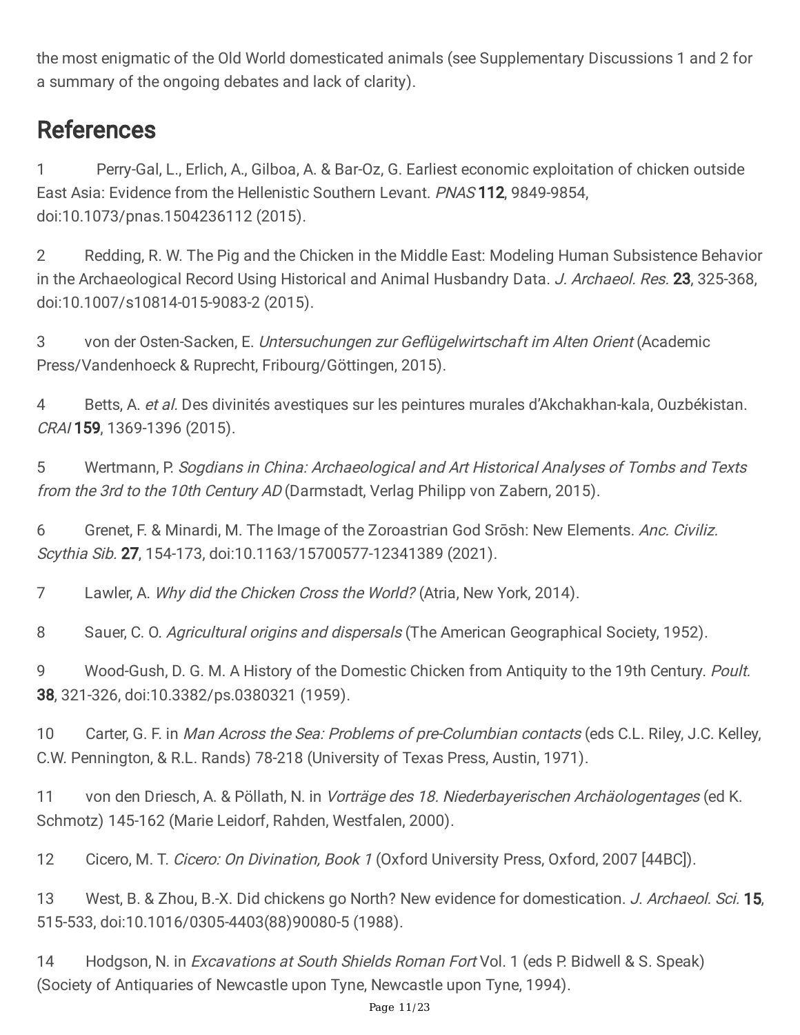the most enigmatic of the Old World domesticated animals (see Supplementary Discussions 1 and 2 for a summary of the ongoing debates and lack of clarity).

## References

1 Perry-Gal, L., Erlich, A., Gilboa, A. & Bar-Oz, G. Earliest economic exploitation of chicken outside East Asia: Evidence from the Hellenistic Southern Levant. *PNAS* **112**, 9849-9854, doi:10.1073/pnas.1504236112 (2015).

2 Redding, R. W. The Pig and the Chicken in the Middle East: Modeling Human Subsistence Behavior in the Archaeological Record Using Historical and Animal Husbandry Data. *J. Archaeol. Res.* **23**, 325-368, doi:10.1007/s10814-015-9083-2 (2015).

3 von der Osten-Sacken, E. *Untersuchungen zur Geflügelwirtschaft im Alten Orient* (Academic Press/Vandenhoeck & Ruprecht, Fribourg/Göttingen, 2015).

4 Betts, A. *et al.* Des divinités avestiques sur les peintures murales d'Akchakhan-kala, Ouzbékistan. *CRAI* **159**, 1369-1396 (2015).

5 Wertmann, P. *Sogdians in China: Archaeological and Art Historical Analyses of Tombs and Texts from the 3rd to the 10th Century AD* (Darmstadt, Verlag Philipp von Zabern, 2015).

6 Grenet, F. & Minardi, M. The Image of the Zoroastrian God Srōsh: New Elements. *Anc. Civiliz. Scythia Sib.* **27**, 154-173, doi:10.1163/15700577-12341389 (2021).

7 Lawler, A. *Why did the Chicken Cross the World?* (Atria, New York, 2014).

8 Sauer, C. O. *Agricultural origins and dispersals* (The American Geographical Society, 1952).

9 Wood-Gush, D. G. M. A History of the Domestic Chicken from Antiquity to the 19th Century. *Poult.* **38**, 321-326, doi:10.3382/ps.0380321 (1959).

10 Carter, G. F. in *Man Across the Sea: Problems of pre-Columbian contacts* (eds C.L. Riley, J.C. Kelley, C.W. Pennington, & R.L. Rands) 78-218 (University of Texas Press, Austin, 1971).

11 von den Driesch, A. & Pöllath, N. in *Vorträge des 18. Niederbayerischen Archäologentages* (ed K. Schmotz) 145-162 (Marie Leidorf, Rahden, Westfalen, 2000).

12 Cicero, M. T. *Cicero: On Divination, Book 1* (Oxford University Press, Oxford, 2007 [44BC]).

13 West, B. & Zhou, B.-X. Did chickens go North? New evidence for domestication. *J. Archaeol. Sci.* **15**, 515-533, doi:10.1016/0305-4403(88)90080-5 (1988).

14 Hodgson, N. in *Excavations at South Shields Roman Fort* Vol. 1 (eds P. Bidwell & S. Speak) (Society of Antiquaries of Newcastle upon Tyne, Newcastle upon Tyne, 1994).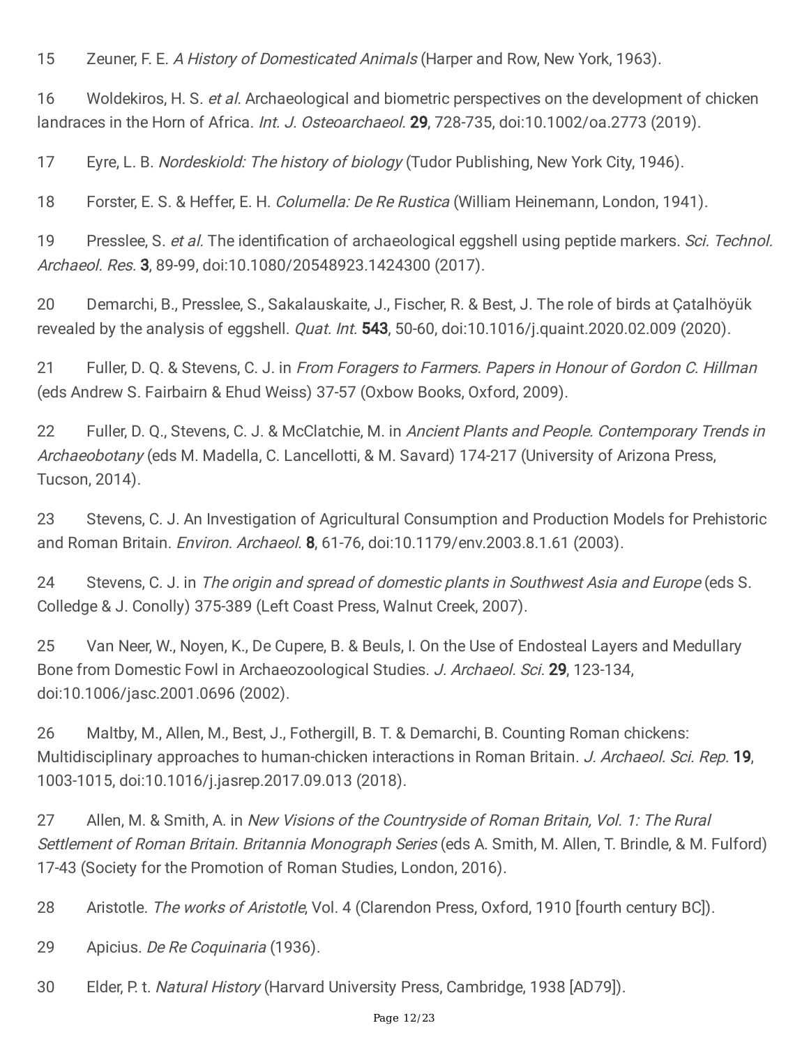15 Zeuner, F. E. *A History of Domesticated Animals* (Harper and Row, New York, 1963).

16 Woldekiros, H. S. *et al.* Archaeological and biometric perspectives on the development of chicken landraces in the Horn of Africa. *Int. J. Osteoarchaeol.* **29**, 728-735, doi:10.1002/oa.2773 (2019).

17 Eyre, L. B. *Nordeskiold: The history of biology* (Tudor Publishing, New York City, 1946).

18 Forster, E. S. & Heffer, E. H. *Columella: De Re Rustica* (William Heinemann, London, 1941).

19 Presslee, S. *et al.* The identification of archaeological eggshell using peptide markers. *Sci. Technol. Archaeol. Res.* **3**, 89-99, doi:10.1080/20548923.1424300 (2017).

20 Demarchi, B., Presslee, S., Sakalauskaite, J., Fischer, R. & Best, J. The role of birds at Çatalhöyük revealed by the analysis of eggshell. *Quat. Int.* **543**, 50-60, doi:10.1016/j.quaint.2020.02.009 (2020).

21 Fuller, D. Q. & Stevens, C. J. in *From Foragers to Farmers. Papers in Honour of Gordon C. Hillman* (eds Andrew S. Fairbairn & Ehud Weiss) 37-57 (Oxbow Books, Oxford, 2009).

22 Fuller, D. Q., Stevens, C. J. & McClatchie, M. in *Ancient Plants and People. Contemporary Trends in Archaeobotany* (eds M. Madella, C. Lancellotti, & M. Savard) 174-217 (University of Arizona Press, Tucson, 2014).

23 Stevens, C. J. An Investigation of Agricultural Consumption and Production Models for Prehistoric and Roman Britain. *Environ. Archaeol.* **8**, 61-76, doi:10.1179/env.2003.8.1.61 (2003).

24 Stevens, C. J. in *The origin and spread of domestic plants in Southwest Asia and Europe* (eds S. Colledge & J. Conolly) 375-389 (Left Coast Press, Walnut Creek, 2007).

25 Van Neer, W., Noyen, K., De Cupere, B. & Beuls, I. On the Use of Endosteal Layers and Medullary Bone from Domestic Fowl in Archaeozoological Studies. *J. Archaeol. Sci.* **29**, 123-134, doi:10.1006/jasc.2001.0696 (2002).

26 Maltby, M., Allen, M., Best, J., Fothergill, B. T. & Demarchi, B. Counting Roman chickens: Multidisciplinary approaches to human-chicken interactions in Roman Britain. *J. Archaeol. Sci. Rep.* **19**, 1003-1015, doi:10.1016/j.jasrep.2017.09.013 (2018).

27 Allen, M. & Smith, A. in *New Visions of the Countryside of Roman Britain, Vol. 1: The Rural Settlement of Roman Britain. Britannia Monograph Series* (eds A. Smith, M. Allen, T. Brindle, & M. Fulford) 17-43 (Society for the Promotion of Roman Studies, London, 2016).

28 Aristotle. *The works of Aristotle*, Vol. 4 (Clarendon Press, Oxford, 1910 [fourth century BC]).

29 Apicius. *De Re Coquinaria* (1936).

30 Elder, P. t. *Natural History* (Harvard University Press, Cambridge, 1938 [AD79]).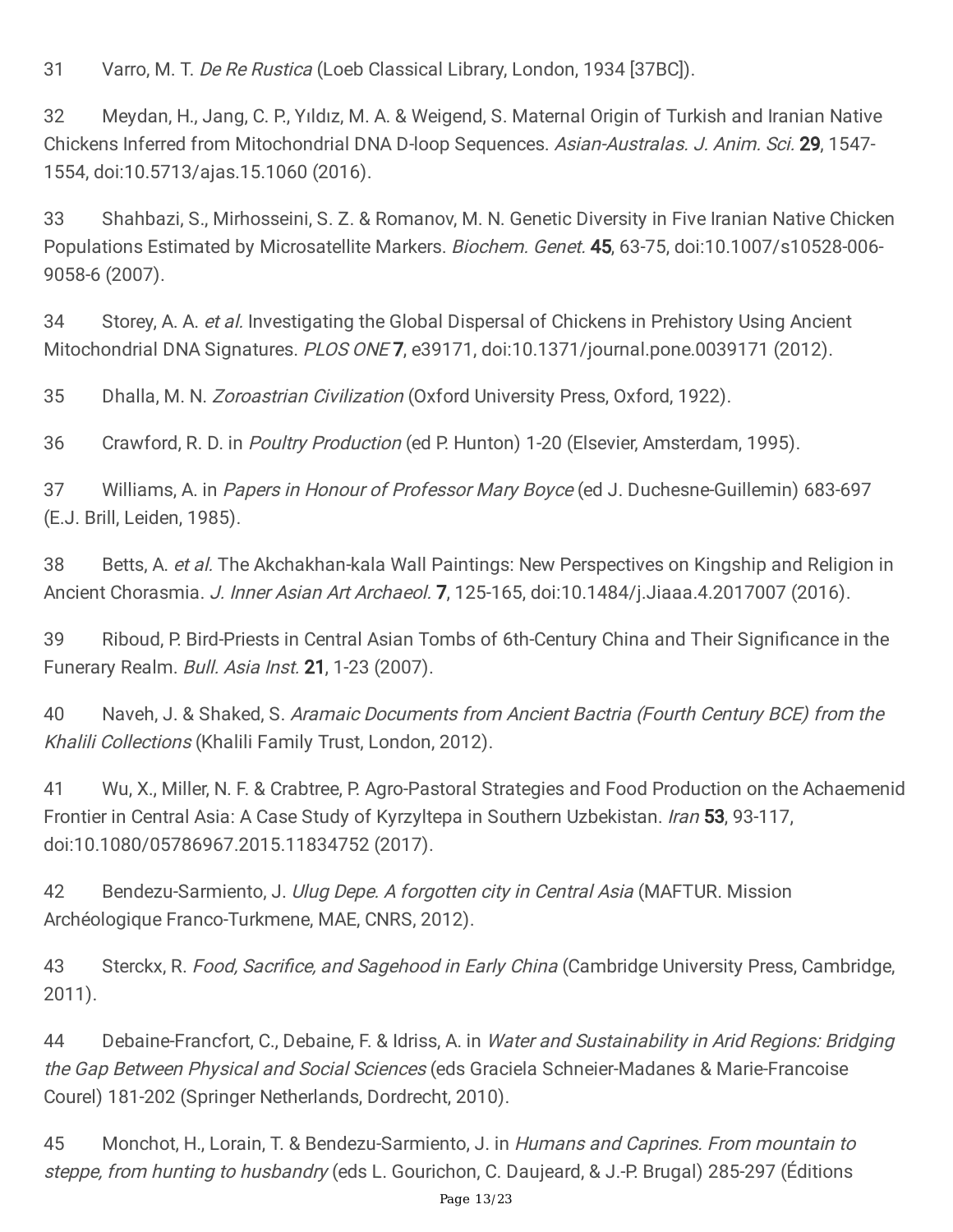31 Varro, M. T. *De Re Rustica* (Loeb Classical Library, London, 1934 [37BC]).

32 Meydan, H., Jang, C. P., Yıldız, M. A. & Weigend, S. Maternal Origin of Turkish and Iranian Native Chickens Inferred from Mitochondrial DNA D-loop Sequences. *Asian-Australas. J. Anim. Sci.* **29**, 1547-1554, doi:10.5713/ajas.15.1060 (2016).

33 Shahbazi, S., Mirhosseini, S. Z. & Romanov, M. N. Genetic Diversity in Five Iranian Native Chicken Populations Estimated by Microsatellite Markers. *Biochem. Genet.* **45**, 63-75, doi:10.1007/s10528-006-9058-6 (2007).

34 Storey, A. A. *et al.* Investigating the Global Dispersal of Chickens in Prehistory Using Ancient Mitochondrial DNA Signatures. *PLOS ONE* **7**, e39171, doi:10.1371/journal.pone.0039171 (2012).

35 Dhalla, M. N. *Zoroastrian Civilization* (Oxford University Press, Oxford, 1922).

36 Crawford, R. D. in *Poultry Production* (ed P. Hunton) 1-20 (Elsevier, Amsterdam, 1995).

37 Williams, A. in *Papers in Honour of Professor Mary Boyce* (ed J. Duchesne-Guillemin) 683-697 (E.J. Brill, Leiden, 1985).

38 Betts, A. *et al.* The Akchakhan-kala Wall Paintings: New Perspectives on Kingship and Religion in Ancient Chorasmia. *J. Inner Asian Art Archaeol.* **7**, 125-165, doi:10.1484/j.Jiaaa.4.2017007 (2016).

39 Riboud, P. Bird-Priests in Central Asian Tombs of 6th-Century China and Their Significance in the Funerary Realm. *Bull. Asia Inst.* **21**, 1-23 (2007).

40 Naveh, J. & Shaked, S. *Aramaic Documents from Ancient Bactria (Fourth Century BCE) from the Khalili Collections* (Khalili Family Trust, London, 2012).

41 Wu, X., Miller, N. F. & Crabtree, P. Agro-Pastoral Strategies and Food Production on the Achaemenid Frontier in Central Asia: A Case Study of Kyrzyltepa in Southern Uzbekistan. *Iran* **53**, 93-117, doi:10.1080/05786967.2015.11834752 (2017).

42 Bendezu-Sarmiento, J. *Ulug Depe. A forgotten city in Central Asia* (MAFTUR. Mission Archéologique Franco-Turkmene, MAE, CNRS, 2012).

43 Sterckx, R. *Food, Sacrifice, and Sagehood in Early China* (Cambridge University Press, Cambridge, 2011).

44 Debaine-Francfort, C., Debaine, F. & Idriss, A. in *Water and Sustainability in Arid Regions: Bridging the Gap Between Physical and Social Sciences* (eds Graciela Schneier-Madanes & Marie-Francoise Courel) 181-202 (Springer Netherlands, Dordrecht, 2010).

45 Monchot, H., Lorain, T. & Bendezu-Sarmiento, J. in *Humans and Caprines. From mountain to steppe, from hunting to husbandry* (eds L. Gourichon, C. Daujeard, & J.-P. Brugal) 285-297 (Éditions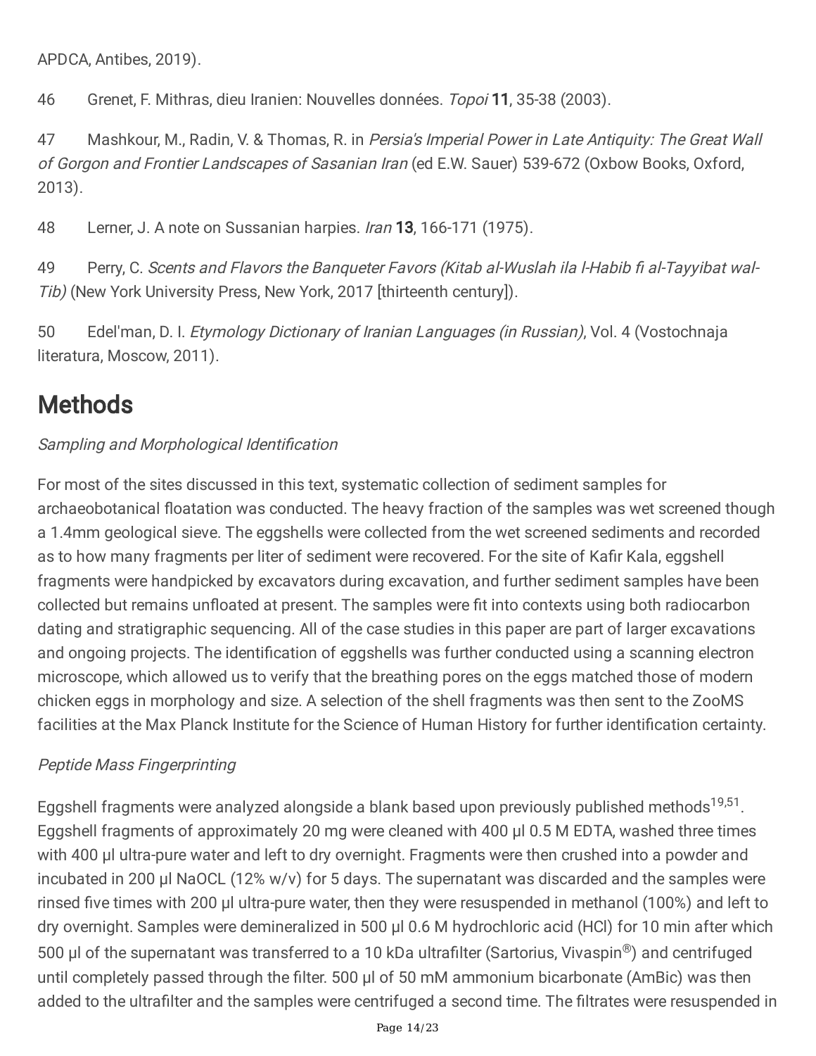APDCA, Antibes, 2019).

46 Grenet, F. Mithras, dieu Iranien: Nouvelles données. *Topoi* **11**, 35-38 (2003).

47 Mashkour, M., Radin, V. & Thomas, R. in *Persia's Imperial Power in Late Antiquity: The Great Wall of Gorgon and Frontier Landscapes of Sasanian Iran* (ed E.W. Sauer) 539-672 (Oxbow Books, Oxford, 2013).

48 Lerner, J. A note on Sussanian harpies. *Iran* **13**, 166-171 (1975).

49 Perry, C. *Scents and Flavors the Banqueter Favors (Kitab al-Wuslah ila l-Habib fi al-Tayyibat wal-Tib)* (New York University Press, New York, 2017 [thirteenth century]).

50 Edel'man, D. I. *Etymology Dictionary of Iranian Languages (in Russian)*, Vol. 4 (Vostochnaja literatura, Moscow, 2011).

# Methods

*Sampling and Morphological Identification*

For most of the sites discussed in this text, systematic collection of sediment samples for archaeobotanical floatation was conducted. The heavy fraction of the samples was wet screened though a 1.4mm geological sieve. The eggshells were collected from the wet screened sediments and recorded as to how many fragments per liter of sediment were recovered. For the site of Kafir Kala, eggshell fragments were handpicked by excavators during excavation, and further sediment samples have been collected but remains unfloated at present. The samples were fit into contexts using both radiocarbon dating and stratigraphic sequencing. All of the case studies in this paper are part of larger excavations and ongoing projects. The identification of eggshells was further conducted using a scanning electron microscope, which allowed us to verify that the breathing pores on the eggs matched those of modern chicken eggs in morphology and size. A selection of the shell fragments was then sent to the ZooMS facilities at the Max Planck Institute for the Science of Human History for further identification certainty.

*Peptide Mass Fingerprinting*

Eggshell fragments were analyzed alongside a blank based upon previously published methods[19,51]. Eggshell fragments of approximately 20 mg were cleaned with 400 µl 0.5 M EDTA, washed three times with 400 µl ultra-pure water and left to dry overnight. Fragments were then crushed into a powder and incubated in 200 µl NaOCL (12% w/v) for 5 days. The supernatant was discarded and the samples were rinsed five times with 200 µl ultra-pure water, then they were resuspended in methanol (100%) and left to dry overnight. Samples were demineralized in 500 µl 0.6 M hydrochloric acid (HCl) for 10 min after which 500 µl of the supernatant was transferred to a 10 kDa ultrafilter (Sartorius, Vivaspin®) and centrifuged until completely passed through the filter. 500 µl of 50 mM ammonium bicarbonate (AmBic) was then added to the ultrafilter and the samples were centrifuged a second time. The filtrates were resuspended in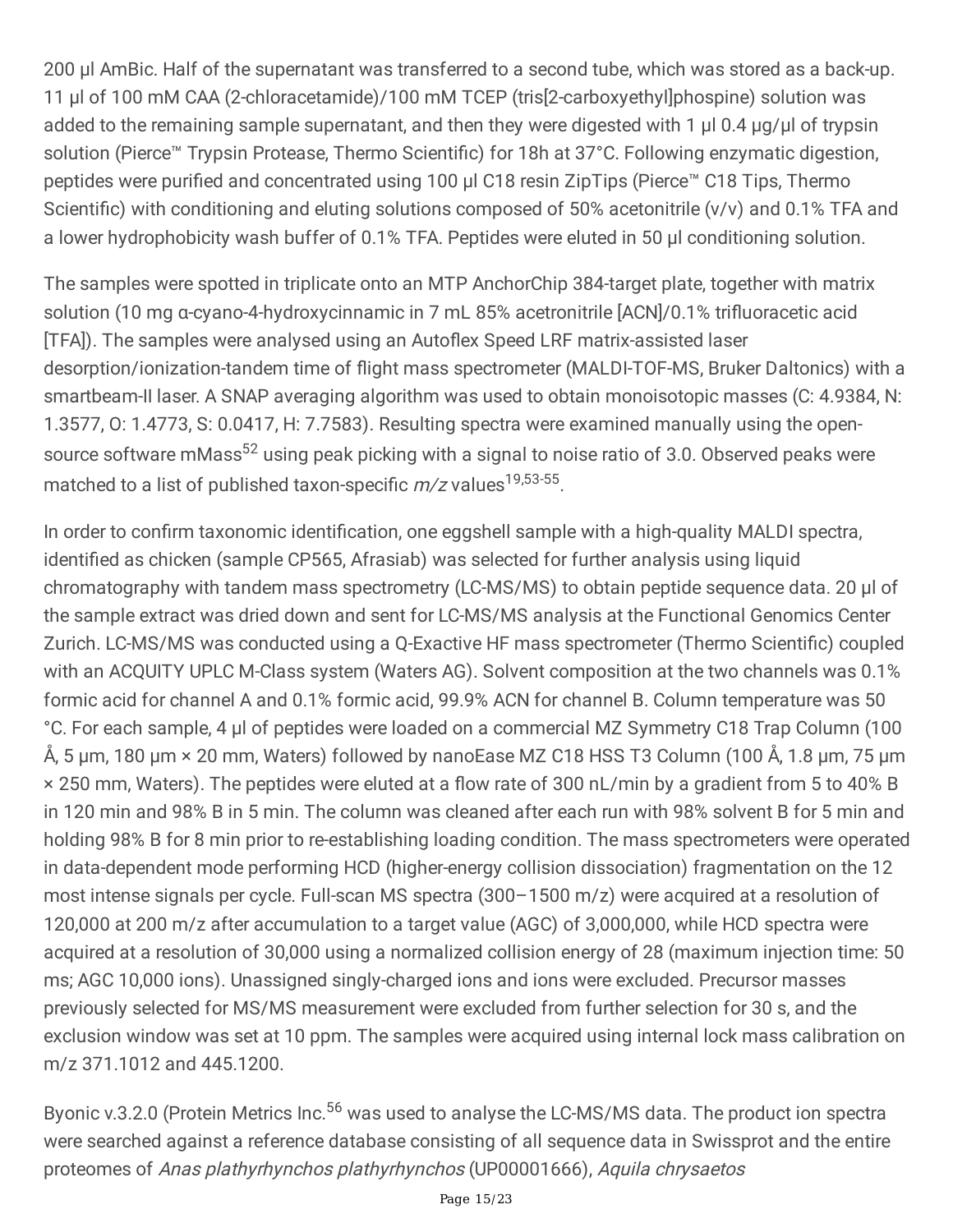200 µl AmBic. Half of the supernatant was transferred to a second tube, which was stored as a back-up. 11 µl of 100 mM CAA (2-chloracetamide)/100 mM TCEP (tris[2-carboxyethyl]phospine) solution was added to the remaining sample supernatant, and then they were digested with 1 µl 0.4 µg/µl of trypsin solution (Pierce™ Trypsin Protease, Thermo Scientific) for 18h at 37°C. Following enzymatic digestion, peptides were purified and concentrated using 100 µl C18 resin ZipTips (Pierce™ C18 Tips, Thermo Scientific) with conditioning and eluting solutions composed of 50% acetonitrile (v/v) and 0.1% TFA and a lower hydrophobicity wash buffer of 0.1% TFA. Peptides were eluted in 50 µl conditioning solution.

The samples were spotted in triplicate onto an MTP AnchorChip 384-target plate, together with matrix solution (10 mg α-cyano-4-hydroxycinnamic in 7 mL 85% acetonitrile [ACN]/0.1% trifluoracetic acid [TFA]). The samples were analysed using an Autoflex Speed LRF matrix-assisted laser desorption/ionization-tandem time of flight mass spectrometer (MALDI-TOF-MS, Bruker Daltonics) with a smartbeam-II laser. A SNAP averaging algorithm was used to obtain monoisotopic masses (C: 4.9384, N: 1.3577, O: 1.4773, S: 0.0417, H: 7.7583). Resulting spectra were examined manually using the open-source software mMass[52] using peak picking with a signal to noise ratio of 3.0. Observed peaks were matched to a list of published taxon-specific *m/z* values[19,53-55].

In order to confirm taxonomic identification, one eggshell sample with a high-quality MALDI spectra, identified as chicken (sample CP565, Afrasiab) was selected for further analysis using liquid chromatography with tandem mass spectrometry (LC-MS/MS) to obtain peptide sequence data. 20 µl of the sample extract was dried down and sent for LC-MS/MS analysis at the Functional Genomics Center Zurich. LC-MS/MS was conducted using a Q-Exactive HF mass spectrometer (Thermo Scientific) coupled with an ACQUITY UPLC M-Class system (Waters AG). Solvent composition at the two channels was 0.1% formic acid for channel A and 0.1% formic acid, 99.9% ACN for channel B. Column temperature was 50 °C. For each sample, 4 µl of peptides were loaded on a commercial MZ Symmetry C18 Trap Column (100 Å, 5 µm, 180 µm × 20 mm, Waters) followed by nanoEase MZ C18 HSS T3 Column (100 Å, 1.8 µm, 75 µm × 250 mm, Waters). The peptides were eluted at a flow rate of 300 nL/min by a gradient from 5 to 40% B in 120 min and 98% B in 5 min. The column was cleaned after each run with 98% solvent B for 5 min and holding 98% B for 8 min prior to re-establishing loading condition. The mass spectrometers were operated in data-dependent mode performing HCD (higher-energy collision dissociation) fragmentation on the 12 most intense signals per cycle. Full-scan MS spectra (300–1500 m/z) were acquired at a resolution of 120,000 at 200 m/z after accumulation to a target value (AGC) of 3,000,000, while HCD spectra were acquired at a resolution of 30,000 using a normalized collision energy of 28 (maximum injection time: 50 ms; AGC 10,000 ions). Unassigned singly-charged ions and ions were excluded. Precursor masses previously selected for MS/MS measurement were excluded from further selection for 30 s, and the exclusion window was set at 10 ppm. The samples were acquired using internal lock mass calibration on m/z 371.1012 and 445.1200.

Byonic v.3.2.0 (Protein Metrics Inc.[56] was used to analyse the LC-MS/MS data. The product ion spectra were searched against a reference database consisting of all sequence data in Swissprot and the entire proteomes of *Anas plathyrhynchos plathyrhynchos* (UP00001666), *Aquila chrysaetos*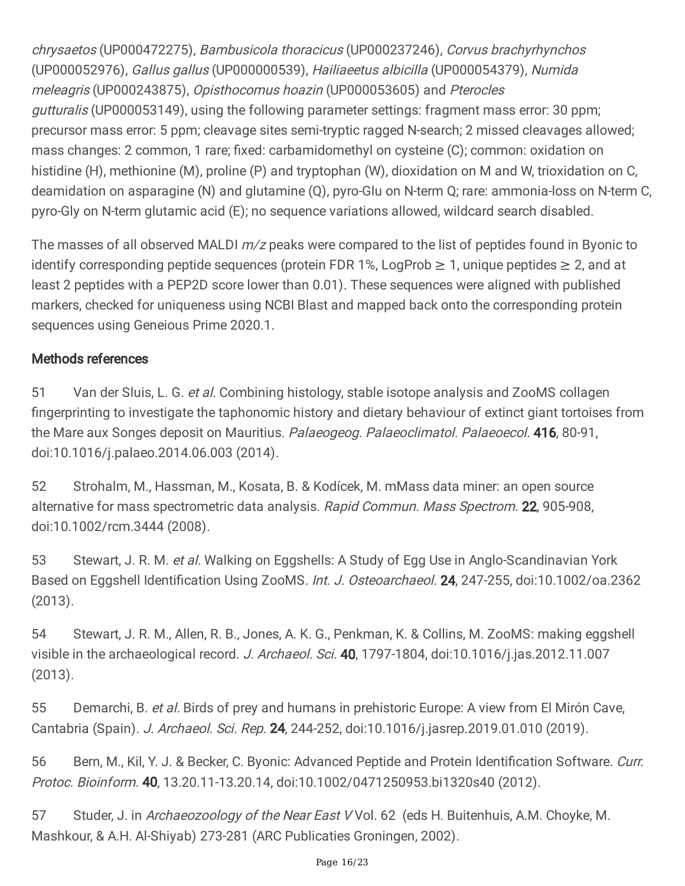*chrysaetos* (UP000472275), *Bambusicola thoracicus* (UP000237246), *Corvus brachyrhynchos* (UP000052976), *Gallus gallus* (UP000000539), *Hailiaeetus albicilla* (UP000054379), *Numida meleagris* (UP000243875), *Opisthocomus hoazin* (UP000053605) and *Pterocles gutturalis* (UP000053149), using the following parameter settings: fragment mass error: 30 ppm; precursor mass error: 5 ppm; cleavage sites semi-tryptic ragged N-search; 2 missed cleavages allowed; mass changes: 2 common, 1 rare; fixed: carbamidomethyl on cysteine (C); common: oxidation on histidine (H), methionine (M), proline (P) and tryptophan (W), dioxidation on M and W, trioxidation on C, deamidation on asparagine (N) and glutamine (Q), pyro-Glu on N-term Q; rare: ammonia-loss on N-term C, pyro-Gly on N-term glutamic acid (E); no sequence variations allowed, wildcard search disabled.

The masses of all observed MALDI *m/z* peaks were compared to the list of peptides found in Byonic to identify corresponding peptide sequences (protein FDR 1%, LogProb ≥ 1, unique peptides ≥ 2, and at least 2 peptides with a PEP2D score lower than 0.01). These sequences were aligned with published markers, checked for uniqueness using NCBI Blast and mapped back onto the corresponding protein sequences using Geneious Prime 2020.1.

## Methods references

51 Van der Sluis, L. G. *et al.* Combining histology, stable isotope analysis and ZooMS collagen fingerprinting to investigate the taphonomic history and dietary behaviour of extinct giant tortoises from the Mare aux Songes deposit on Mauritius. *Palaeogeog. Palaeoclimatol. Palaeoecol.* **416**, 80-91, doi:10.1016/j.palaeo.2014.06.003 (2014).

52 Strohalm, M., Hassman, M., Kosata, B. & Kodícek, M. mMass data miner: an open source alternative for mass spectrometric data analysis. *Rapid Commun. Mass Spectrom.* **22**, 905-908, doi:10.1002/rcm.3444 (2008).

53 Stewart, J. R. M. *et al.* Walking on Eggshells: A Study of Egg Use in Anglo-Scandinavian York Based on Eggshell Identification Using ZooMS. *Int. J. Osteoarchaeol.* **24**, 247-255, doi:10.1002/oa.2362 (2013).

54 Stewart, J. R. M., Allen, R. B., Jones, A. K. G., Penkman, K. & Collins, M. ZooMS: making eggshell visible in the archaeological record. *J. Archaeol. Sci.* **40**, 1797-1804, doi:10.1016/j.jas.2012.11.007 (2013).

55 Demarchi, B. *et al.* Birds of prey and humans in prehistoric Europe: A view from El Mirón Cave, Cantabria (Spain). *J. Archaeol. Sci. Rep.* **24**, 244-252, doi:10.1016/j.jasrep.2019.01.010 (2019).

56 Bern, M., Kil, Y. J. & Becker, C. Byonic: Advanced Peptide and Protein Identification Software. *Curr. Protoc. Bioinform.* **40**, 13.20.11-13.20.14, doi:10.1002/0471250953.bi1320s40 (2012).

57 Studer, J. in *Archaeozoology of the Near East V* Vol. 62 (eds H. Buitenhuis, A.M. Choyke, M. Mashkour, & A.H. Al-Shiyab) 273-281 (ARC Publicaties Groningen, 2002).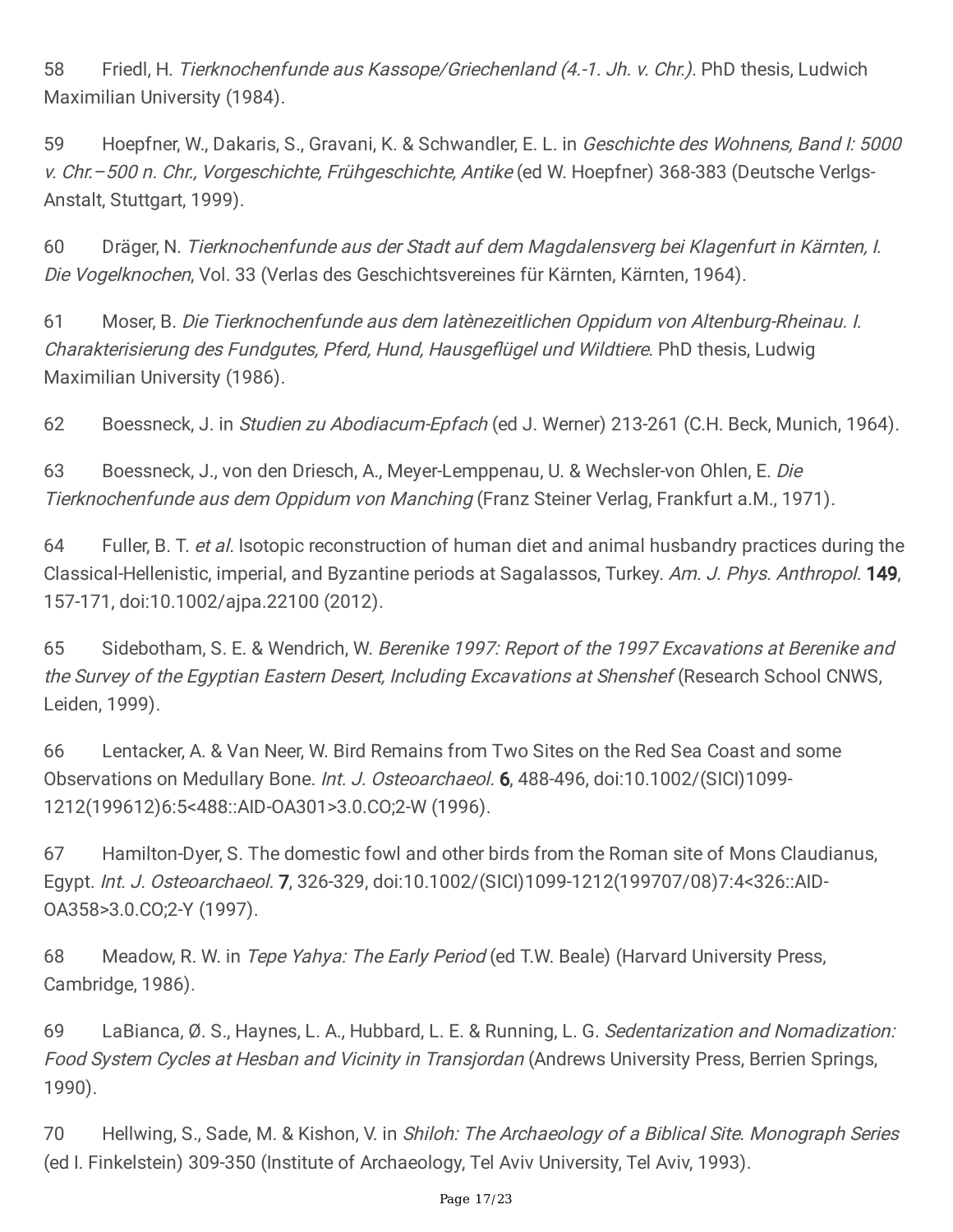58 Friedl, H. *Tierknochenfunde aus Kassope/Griechenland (4.-1. Jh. v. Chr.)*. PhD thesis, Ludwich Maximilian University (1984).

59 Hoepfner, W., Dakaris, S., Gravani, K. & Schwandler, E. L. in *Geschichte des Wohnens, Band I: 5000 v. Chr.–500 n. Chr., Vorgeschichte, Frühgeschichte, Antike* (ed W. Hoepfner) 368-383 (Deutsche Verlgs-Anstalt, Stuttgart, 1999).

60 Dräger, N. *Tierknochenfunde aus der Stadt auf dem Magdalensverg bei Klagenfurt in Kärnten, I. Die Vogelknochen*, Vol. 33 (Verlas des Geschichtsvereines für Kärnten, Kärnten, 1964).

61 Moser, B. *Die Tierknochenfunde aus dem latènezeitlichen Oppidum von Altenburg-Rheinau. I. Charakterisierung des Fundgutes, Pferd, Hund, Hausgeflügel und Wildtiere*. PhD thesis, Ludwig Maximilian University (1986).

62 Boessneck, J. in *Studien zu Abodiacum-Epfach* (ed J. Werner) 213-261 (C.H. Beck, Munich, 1964).

63 Boessneck, J., von den Driesch, A., Meyer-Lemppenau, U. & Wechsler-von Ohlen, E. *Die Tierknochenfunde aus dem Oppidum von Manching* (Franz Steiner Verlag, Frankfurt a.M., 1971).

64 Fuller, B. T. *et al.* Isotopic reconstruction of human diet and animal husbandry practices during the Classical-Hellenistic, imperial, and Byzantine periods at Sagalassos, Turkey. *Am. J. Phys. Anthropol.* **149**, 157-171, doi:10.1002/ajpa.22100 (2012).

65 Sidebotham, S. E. & Wendrich, W. *Berenike 1997: Report of the 1997 Excavations at Berenike and the Survey of the Egyptian Eastern Desert, Including Excavations at Shenshef* (Research School CNWS, Leiden, 1999).

66 Lentacker, A. & Van Neer, W. Bird Remains from Two Sites on the Red Sea Coast and some Observations on Medullary Bone. *Int. J. Osteoarchaeol.* **6**, 488-496, doi:10.1002/(SICI)1099-1212(199612)6:5<488::AID-OA301>3.0.CO;2-W (1996).

67 Hamilton-Dyer, S. The domestic fowl and other birds from the Roman site of Mons Claudianus, Egypt. *Int. J. Osteoarchaeol.* **7**, 326-329, doi:10.1002/(SICI)1099-1212(199707/08)7:4<326::AID-OA358>3.0.CO;2-Y (1997).

68 Meadow, R. W. in *Tepe Yahya: The Early Period* (ed T.W. Beale) (Harvard University Press, Cambridge, 1986).

69 LaBianca, Ø. S., Haynes, L. A., Hubbard, L. E. & Running, L. G. *Sedentarization and Nomadization: Food System Cycles at Hesban and Vicinity in Transjordan* (Andrews University Press, Berrien Springs, 1990).

70 Hellwing, S., Sade, M. & Kishon, V. in *Shiloh: The Archaeology of a Biblical Site. Monograph Series* (ed I. Finkelstein) 309-350 (Institute of Archaeology, Tel Aviv University, Tel Aviv, 1993).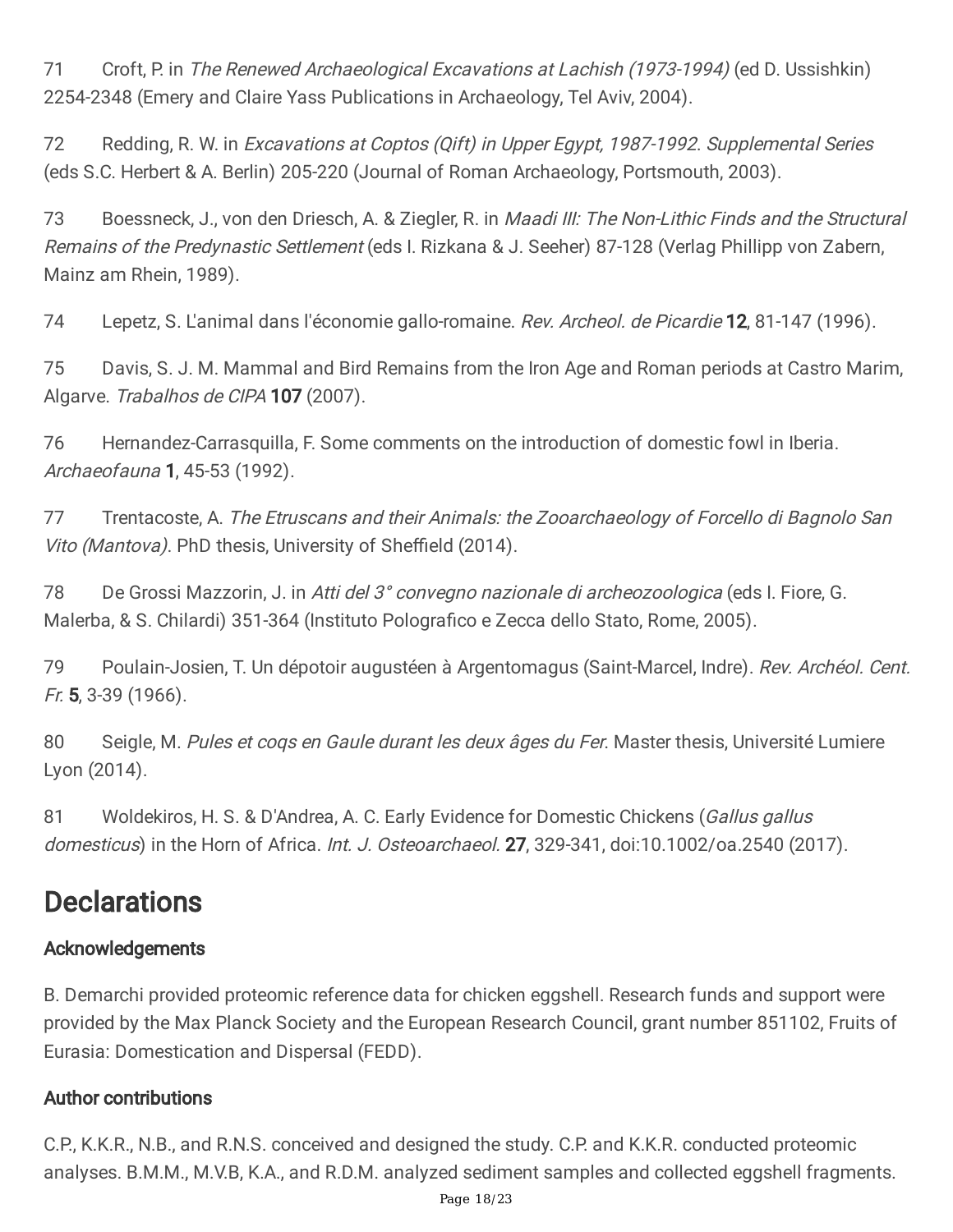71 Croft, P. in *The Renewed Archaeological Excavations at Lachish (1973-1994)* (ed D. Ussishkin) 2254-2348 (Emery and Claire Yass Publications in Archaeology, Tel Aviv, 2004).

72 Redding, R. W. in *Excavations at Coptos (Qift) in Upper Egypt, 1987-1992. Supplemental Series* (eds S.C. Herbert & A. Berlin) 205-220 (Journal of Roman Archaeology, Portsmouth, 2003).

73 Boessneck, J., von den Driesch, A. & Ziegler, R. in *Maadi III: The Non-Lithic Finds and the Structural Remains of the Predynastic Settlement* (eds I. Rizkana & J. Seeher) 87-128 (Verlag Phillipp von Zabern, Mainz am Rhein, 1989).

74 Lepetz, S. L'animal dans l'économie gallo-romaine. *Rev. Archeol. de Picardie* **12**, 81-147 (1996).

75 Davis, S. J. M. Mammal and Bird Remains from the Iron Age and Roman periods at Castro Marim, Algarve. *Trabalhos de CIPA* **107** (2007).

76 Hernandez-Carrasquilla, F. Some comments on the introduction of domestic fowl in Iberia. *Archaeofauna* **1**, 45-53 (1992).

77 Trentacoste, A. *The Etruscans and their Animals: the Zooarchaeology of Forcello di Bagnolo San Vito (Mantova)*. PhD thesis, University of Sheffield (2014).

78 De Grossi Mazzorin, J. in *Atti del 3° convegno nazionale di archeozoologica* (eds I. Fiore, G. Malerba, & S. Chilardi) 351-364 (Instituto Polografico e Zecca dello Stato, Rome, 2005).

79 Poulain-Josien, T. Un dépotoir augustéen à Argentomagus (Saint-Marcel, Indre). *Rev. Archéol. Cent. Fr.* **5**, 3-39 (1966).

80 Seigle, M. *Pules et coqs en Gaule durant les deux âges du Fer*. Master thesis, Université Lumiere Lyon (2014).

81 Woldekiros, H. S. & D'Andrea, A. C. Early Evidence for Domestic Chickens (*Gallus gallus domesticus*) in the Horn of Africa. *Int. J. Osteoarchaeol.* **27**, 329-341, doi:10.1002/oa.2540 (2017).

# Declarations

### Acknowledgements

B. Demarchi provided proteomic reference data for chicken eggshell. Research funds and support were provided by the Max Planck Society and the European Research Council, grant number 851102, Fruits of Eurasia: Domestication and Dispersal (FEDD).

### Author contributions

C.P., K.K.R., N.B., and R.N.S. conceived and designed the study. C.P. and K.K.R. conducted proteomic analyses. B.M.M., M.V.B, K.A., and R.D.M. analyzed sediment samples and collected eggshell fragments.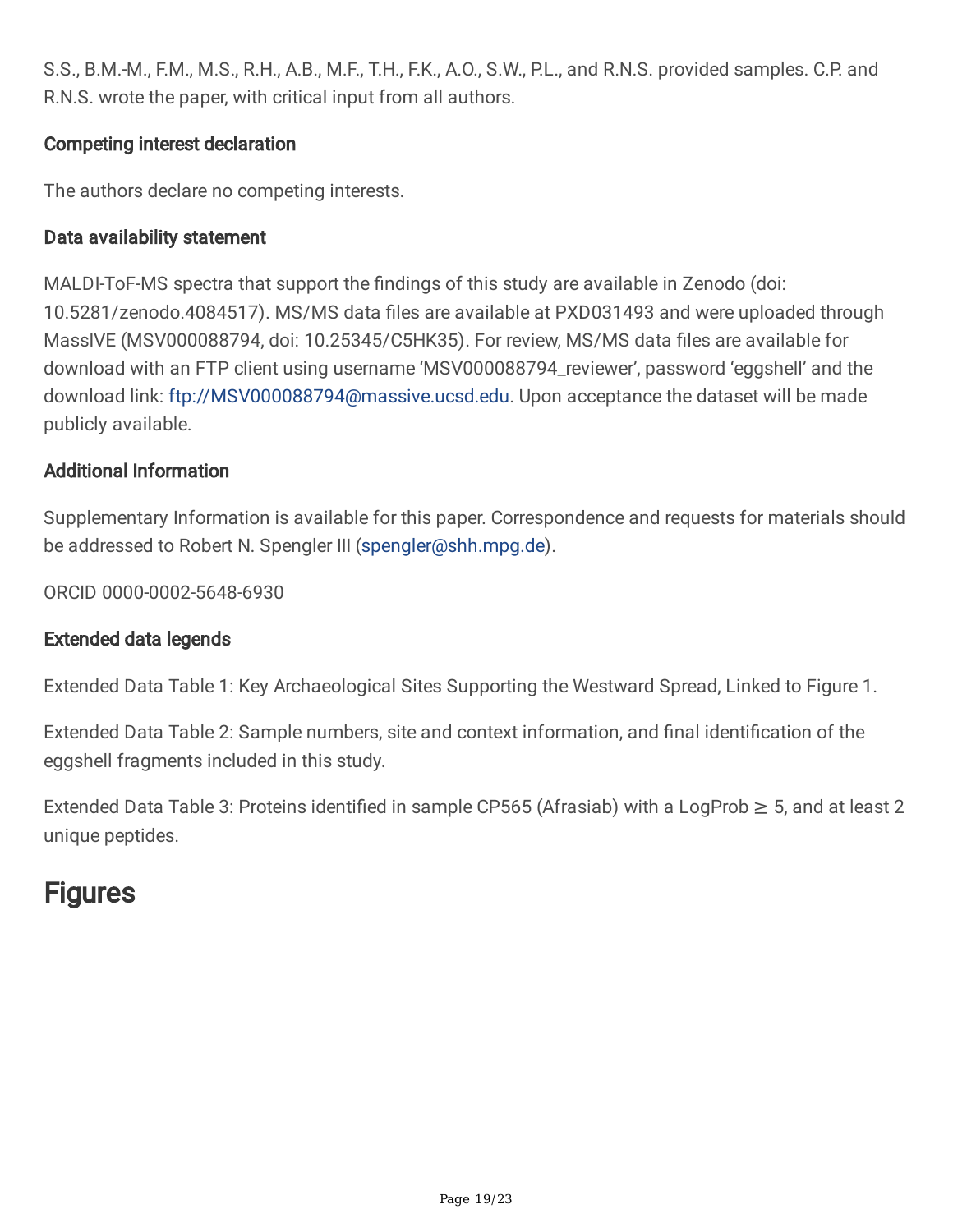S.S., B.M.-M., F.M., M.S., R.H., A.B., M.F., T.H., F.K., A.O., S.W., P.L., and R.N.S. provided samples. C.P. and R.N.S. wrote the paper, with critical input from all authors.

### Competing interest declaration

The authors declare no competing interests.

### Data availability statement

MALDI-ToF-MS spectra that support the findings of this study are available in Zenodo (doi: 10.5281/zenodo.4084517). MS/MS data files are available at PXD031493 and were uploaded through MassIVE (MSV000088794, doi: 10.25345/C5HK35). For review, MS/MS data files are available for download with an FTP client using username 'MSV000088794_reviewer', password 'eggshell' and the download link: ftp://MSV000088794@massive.ucsd.edu. Upon acceptance the dataset will be made publicly available.

### Additional Information

Supplementary Information is available for this paper. Correspondence and requests for materials should be addressed to Robert N. Spengler III (spengler@shh.mpg.de).

ORCID 0000-0002-5648-6930

### Extended data legends

Extended Data Table 1: Key Archaeological Sites Supporting the Westward Spread, Linked to Figure 1.

Extended Data Table 2: Sample numbers, site and context information, and final identification of the eggshell fragments included in this study.

Extended Data Table 3: Proteins identified in sample CP565 (Afrasiab) with a LogProb ≥ 5, and at least 2 unique peptides.

## Figures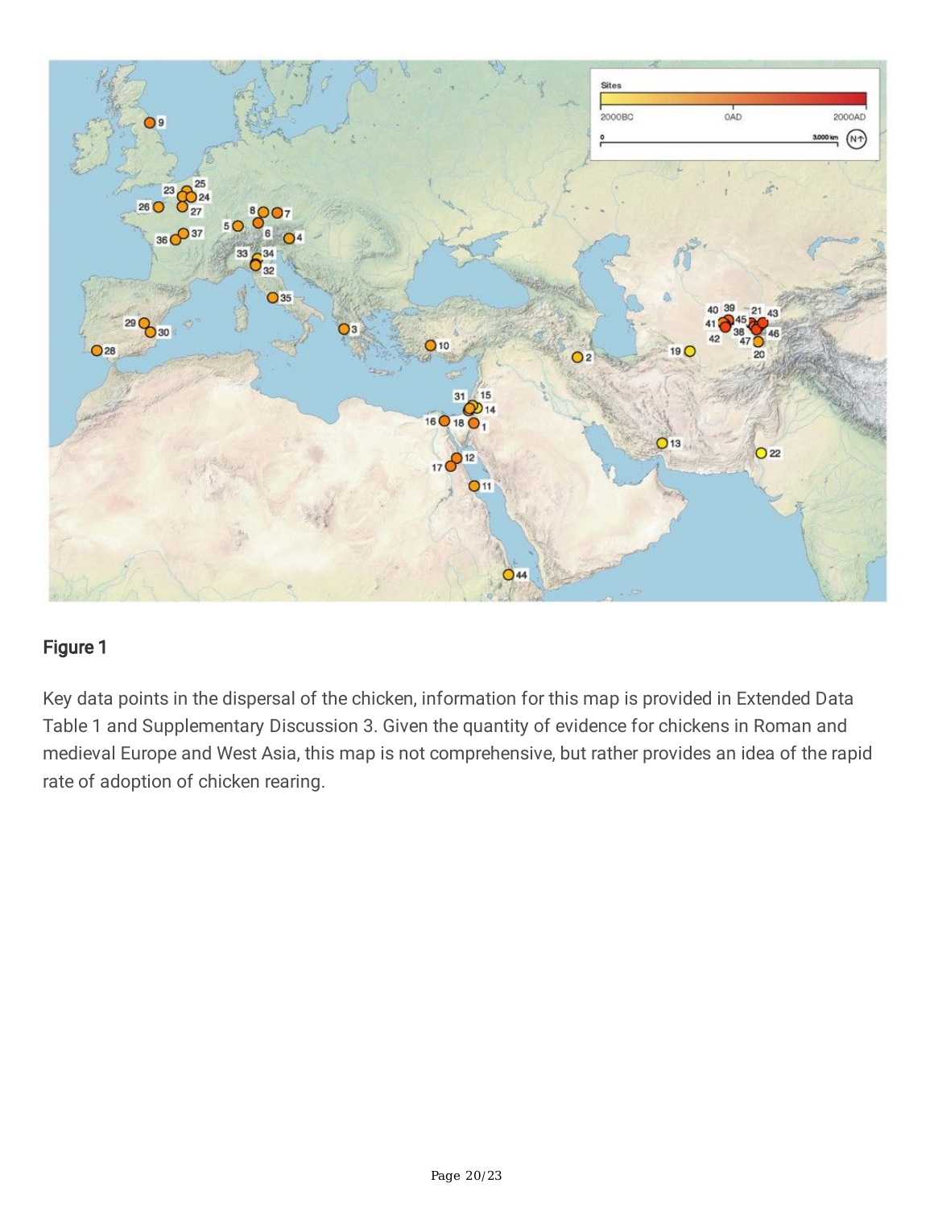Sites

2000BC

0AD

2000AD

0

3,000 km

N

9

23 25 24

26 27

8 7

5 6 4

36 37

33 34 32

35

29 30

28

3

10

2

40 39 21 43

41 45 38 46

42 47 20

19

31 15 14

16 18 1

13

22

17 12

11

44

## Figure 1

Key data points in the dispersal of the chicken, information for this map is provided in Extended Data Table 1 and Supplementary Discussion 3. Given the quantity of evidence for chickens in Roman and medieval Europe and West Asia, this map is not comprehensive, but rather provides an idea of the rapid rate of adoption of chicken rearing.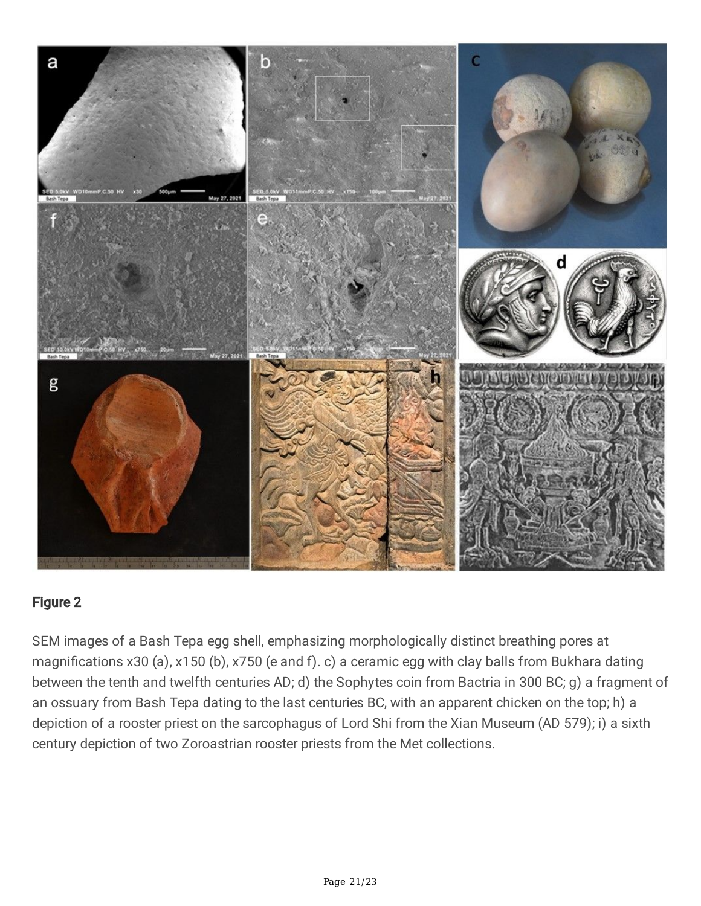## Figure 2

SEM images of a Bash Tepa egg shell, emphasizing morphologically distinct breathing pores at magnifications x30 (a), x150 (b), x750 (e and f). c) a ceramic egg with clay balls from Bukhara dating between the tenth and twelfth centuries AD; d) the Sophytes coin from Bactria in 300 BC; g) a fragment of an ossuary from Bash Tepa dating to the last centuries BC, with an apparent chicken on the top; h) a depiction of a rooster priest on the sarcophagus of Lord Shi from the Xian Museum (AD 579); i) a sixth century depiction of two Zoroastrian rooster priests from the Met collections.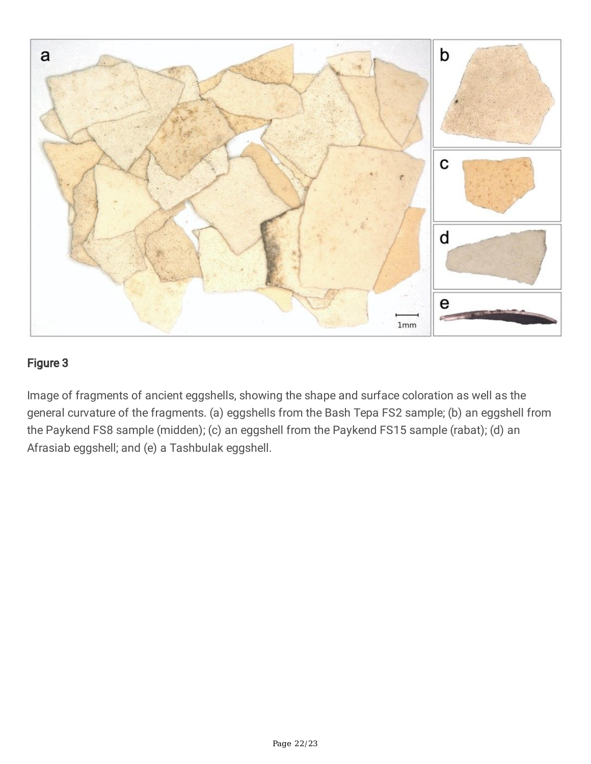## Figure 3

Image of fragments of ancient eggshells, showing the shape and surface coloration as well as the general curvature of the fragments. (a) eggshells from the Bash Tepa FS2 sample; (b) an eggshell from the Paykend FS8 sample (midden); (c) an eggshell from the Paykend FS15 sample (rabat); (d) an Afrasiab eggshell; and (e) a Tashbulak eggshell.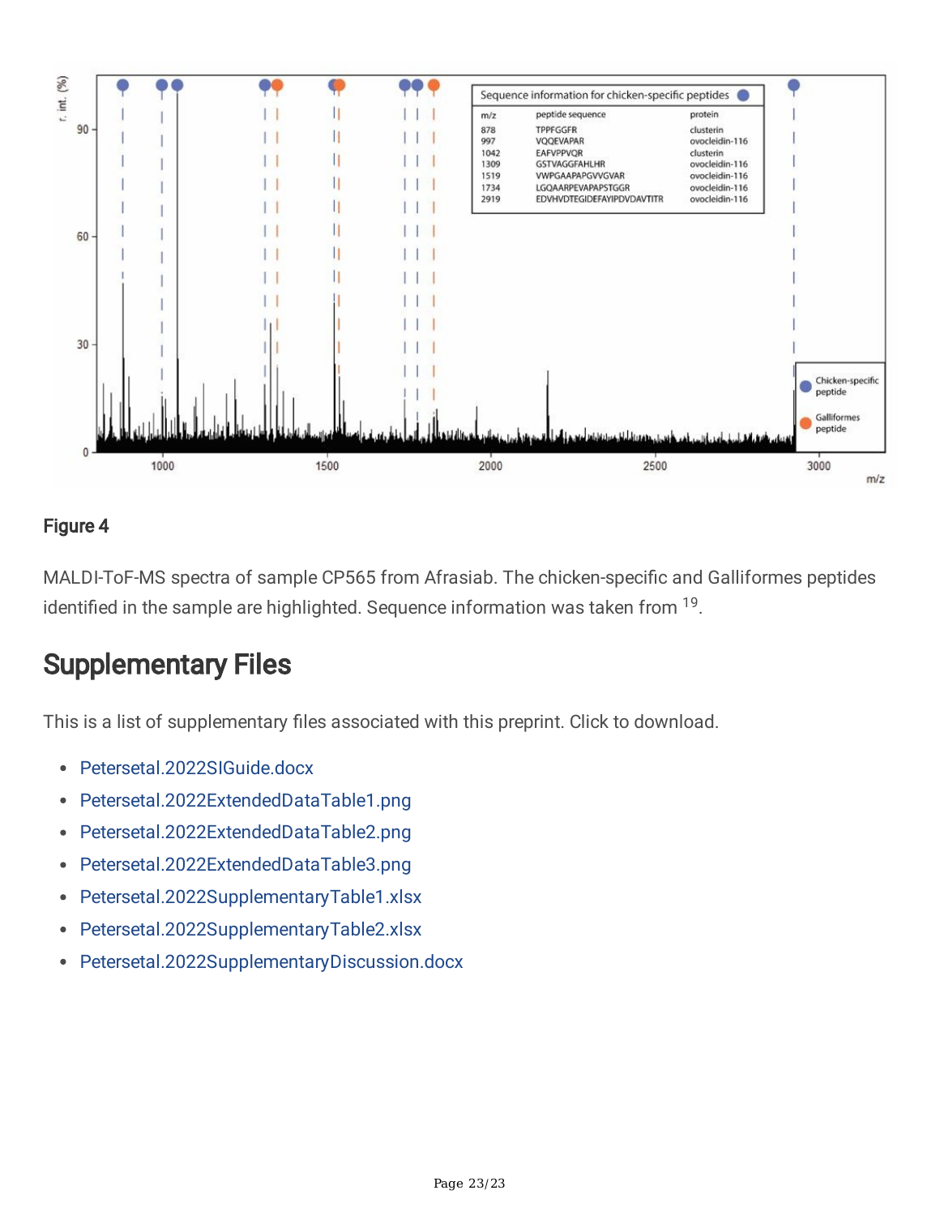r. int. (%)

90

60

30

0

1000

1500

2000

2500

3000

m/z

Sequence information for chicken-specific peptides

m/z peptide sequence protein
878 TPPFGGFR clusterin
997 VQQEVAPAR ovocleidin-116
1042 EAFVPPVQR clusterin
1309 GSTVAGGFAHLHR ovocleidin-116
1519 VWPGAAPAPGVVGVAR ovocleidin-116
1734 LGQAARPEVAPAPSTGGR ovocleidin-116
2919 EDVHVDTEGIDEFAYIPDVDAVTITR ovocleidin-116

Chicken-specific peptide

Galliformes peptide

## Figure 4

MALDI-ToF-MS spectra of sample CP565 from Afrasiab. The chicken-specific and Galliformes peptides identified in the sample are highlighted. Sequence information was taken from [19].

# Supplementary Files

This is a list of supplementary files associated with this preprint. Click to download.

- Petersetal.2022SIGuide.docx
- Petersetal.2022ExtendedDataTable1.png
- Petersetal.2022ExtendedDataTable2.png
- Petersetal.2022ExtendedDataTable3.png
- Petersetal.2022SupplementaryTable1.xlsx
- Petersetal.2022SupplementaryTable2.xlsx
- Petersetal.2022SupplementaryDiscussion.docx